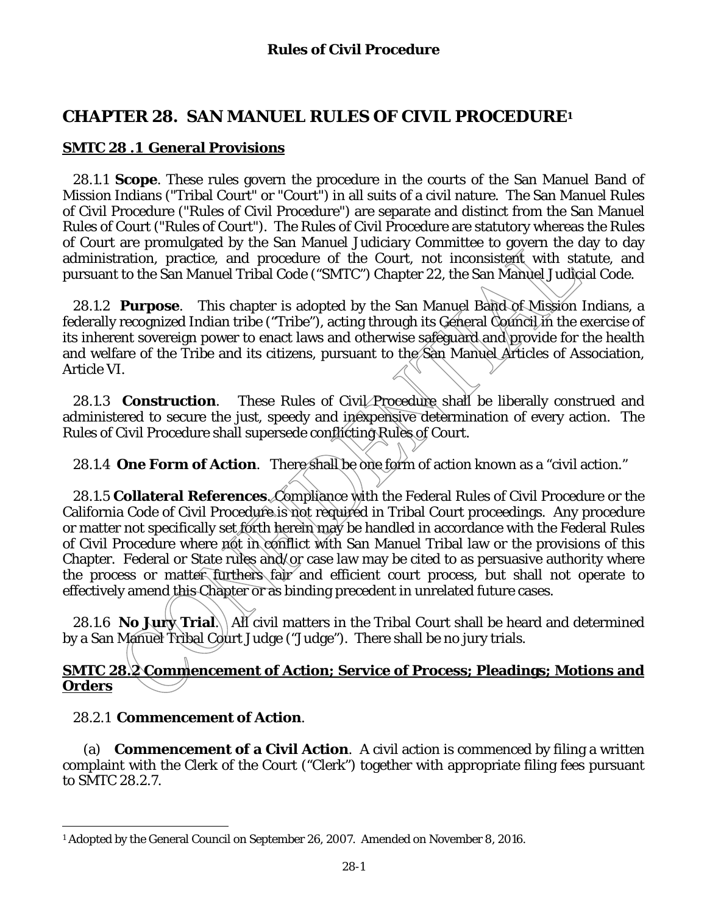# CHAPTER 28. SAN MANUEL RULES OF CIVIL PROCEDURE[1]

## SMTC 28 .1 General Provisions

28.1.1 **Scope**. These rules govern the procedure in the courts of the San Manuel Band of Mission Indians ("Tribal Court" or "Court") in all suits of a civil nature. The San Manuel Rules of Civil Procedure ("Rules of Civil Procedure") are separate and distinct from the San Manuel Rules of Court ("Rules of Court"). The Rules of Civil Procedure are statutory whereas the Rules of Court are promulgated by the San Manuel Judiciary Committee to govern the day to day administration, practice, and procedure of the Court, not inconsistent with statute, and pursuant to the San Manuel Tribal Code ("SMTC") Chapter 22, the San Manuel Judicial Code.

28.1.2 **Purpose**. This chapter is adopted by the San Manuel Band of Mission Indians, a federally recognized Indian tribe ("Tribe"), acting through its General Council in the exercise of its inherent sovereign power to enact laws and otherwise safeguard and provide for the health and welfare of the Tribe and its citizens, pursuant to the San Manuel Articles of Association, Article VI.

28.1.3 **Construction**. These Rules of Civil Procedure shall be liberally construed and administered to secure the just, speedy and inexpensive determination of every action. The Rules of Civil Procedure shall supersede conflicting Rules of Court.

28.1.4 **One Form of Action**. There shall be one form of action known as a "civil action."

28.1.5 **Collateral References**. Compliance with the Federal Rules of Civil Procedure or the California Code of Civil Procedure is not required in Tribal Court proceedings. Any procedure or matter not specifically set forth herein may be handled in accordance with the Federal Rules of Civil Procedure where not in conflict with San Manuel Tribal law or the provisions of this Chapter. Federal or State rules and/or case law may be cited to as persuasive authority where the process or matter furthers fair and efficient court process, but shall not operate to effectively amend this Chapter or as binding precedent in unrelated future cases.

28.1.6 **No Jury Trial**. All civil matters in the Tribal Court shall be heard and determined by a San Manuel Tribal Court Judge ("Judge"). There shall be no jury trials.

## SMTC 28.2 Commencement of Action; Service of Process; Pleadings; Motions and Orders

28.2.1 **Commencement of Action**.

(a) **Commencement of a Civil Action**. A civil action is commenced by filing a written complaint with the Clerk of the Court ("Clerk") together with appropriate filing fees pursuant to SMTC 28.2.7.

---

[1] Adopted by the General Council on September 26, 2007. Amended on November 8, 2016.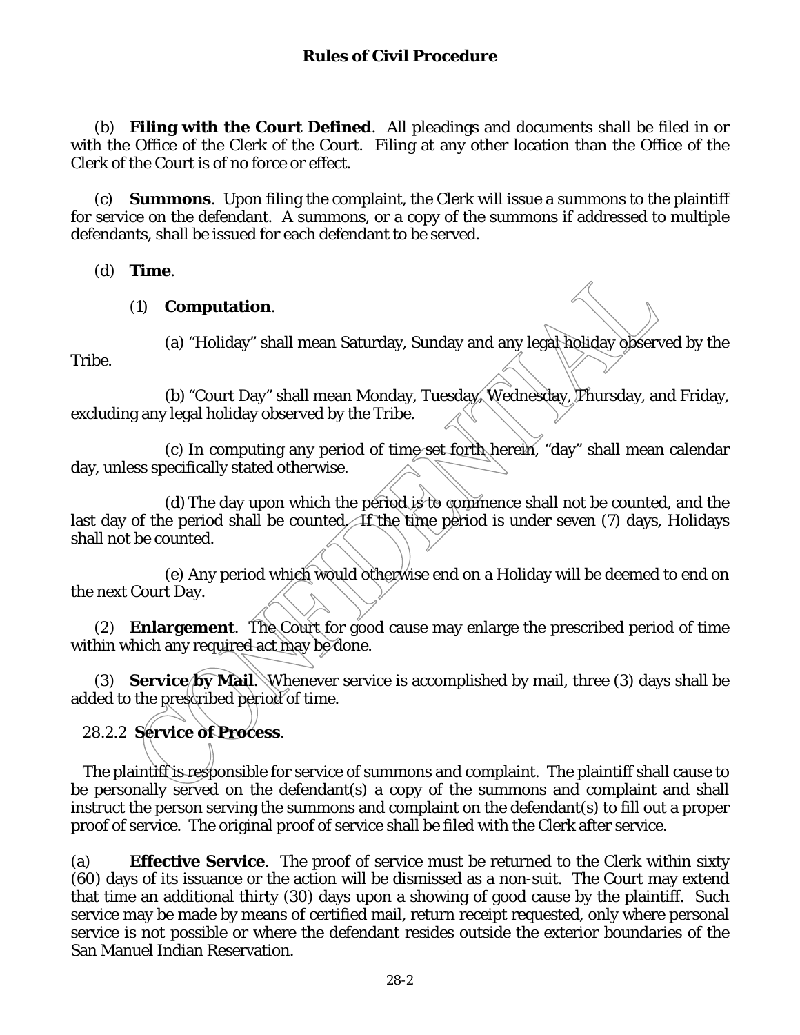(b) **Filing with the Court Defined**. All pleadings and documents shall be filed in or with the Office of the Clerk of the Court. Filing at any other location than the Office of the Clerk of the Court is of no force or effect.

(c) **Summons**. Upon filing the complaint, the Clerk will issue a summons to the plaintiff for service on the defendant. A summons, or a copy of the summons if addressed to multiple defendants, shall be issued for each defendant to be served.

(d) **Time**.

(1) **Computation**.

(a) "Holiday" shall mean Saturday, Sunday and any legal holiday observed by the Tribe.

(b) "Court Day" shall mean Monday, Tuesday, Wednesday, Thursday, and Friday, excluding any legal holiday observed by the Tribe.

(c) In computing any period of time set forth herein, "day" shall mean calendar day, unless specifically stated otherwise.

(d) The day upon which the period is to commence shall not be counted, and the last day of the period shall be counted. If the time period is under seven (7) days, Holidays shall not be counted.

(e) Any period which would otherwise end on a Holiday will be deemed to end on the next Court Day.

(2) **Enlargement**. The Court for good cause may enlarge the prescribed period of time within which any required act may be done.

(3) **Service by Mail**. Whenever service is accomplished by mail, three (3) days shall be added to the prescribed period of time.

28.2.2 **Service of Process**.

The plaintiff is responsible for service of summons and complaint. The plaintiff shall cause to be personally served on the defendant(s) a copy of the summons and complaint and shall instruct the person serving the summons and complaint on the defendant(s) to fill out a proper proof of service. The original proof of service shall be filed with the Clerk after service.

(a) **Effective Service**. The proof of service must be returned to the Clerk within sixty (60) days of its issuance or the action will be dismissed as a non-suit. The Court may extend that time an additional thirty (30) days upon a showing of good cause by the plaintiff. Such service may be made by means of certified mail, return receipt requested, only where personal service is not possible or where the defendant resides outside the exterior boundaries of the San Manuel Indian Reservation.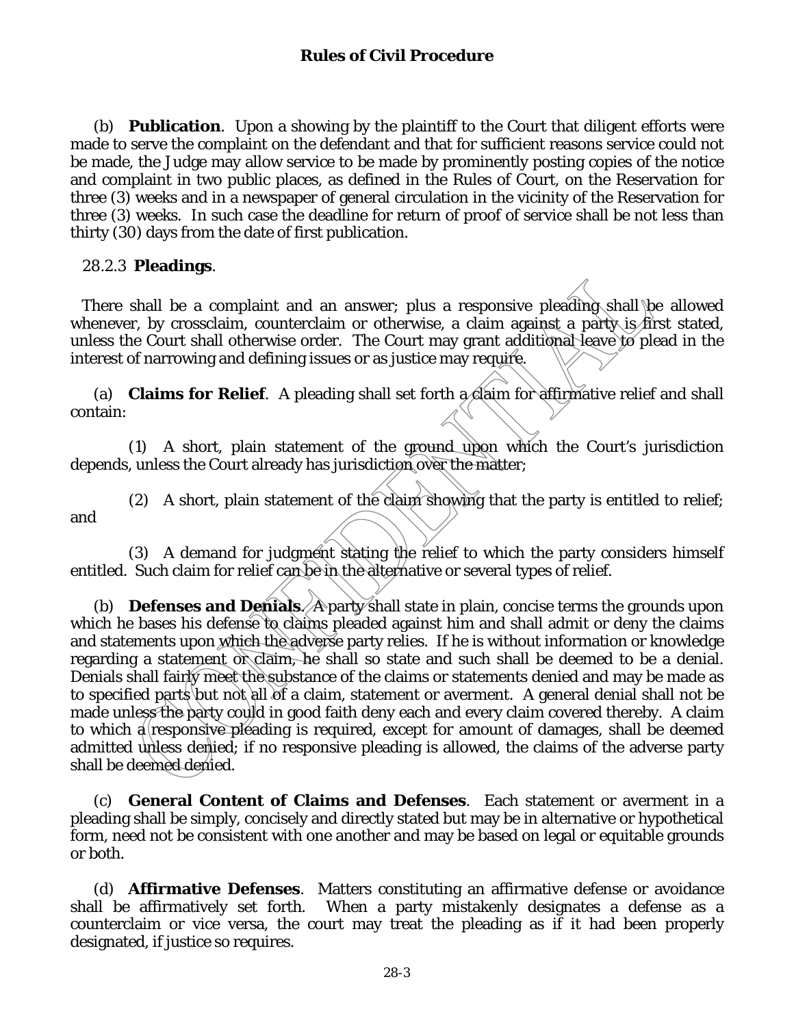(b) **Publication**. Upon a showing by the plaintiff to the Court that diligent efforts were made to serve the complaint on the defendant and that for sufficient reasons service could not be made, the Judge may allow service to be made by prominently posting copies of the notice and complaint in two public places, as defined in the Rules of Court, on the Reservation for three (3) weeks and in a newspaper of general circulation in the vicinity of the Reservation for three (3) weeks. In such case the deadline for return of proof of service shall be not less than thirty (30) days from the date of first publication.

28.2.3 **Pleadings**.

There shall be a complaint and an answer; plus a responsive pleading shall be allowed whenever, by crossclaim, counterclaim or otherwise, a claim against a party is first stated, unless the Court shall otherwise order. The Court may grant additional leave to plead in the interest of narrowing and defining issues or as justice may require.

(a) **Claims for Relief**. A pleading shall set forth a claim for affirmative relief and shall contain:

(1) A short, plain statement of the ground upon which the Court's jurisdiction depends, unless the Court already has jurisdiction over the matter;

(2) A short, plain statement of the claim showing that the party is entitled to relief; and

(3) A demand for judgment stating the relief to which the party considers himself entitled. Such claim for relief can be in the alternative or several types of relief.

(b) **Defenses and Denials**. A party shall state in plain, concise terms the grounds upon which he bases his defense to claims pleaded against him and shall admit or deny the claims and statements upon which the adverse party relies. If he is without information or knowledge regarding a statement or claim, he shall so state and such shall be deemed to be a denial. Denials shall fairly meet the substance of the claims or statements denied and may be made as to specified parts but not all of a claim, statement or averment. A general denial shall not be made unless the party could in good faith deny each and every claim covered thereby. A claim to which a responsive pleading is required, except for amount of damages, shall be deemed admitted unless denied; if no responsive pleading is allowed, the claims of the adverse party shall be deemed denied.

(c) **General Content of Claims and Defenses**. Each statement or averment in a pleading shall be simply, concisely and directly stated but may be in alternative or hypothetical form, need not be consistent with one another and may be based on legal or equitable grounds or both.

(d) **Affirmative Defenses**. Matters constituting an affirmative defense or avoidance shall be affirmatively set forth. When a party mistakenly designates a defense as a counterclaim or vice versa, the court may treat the pleading as if it had been properly designated, if justice so requires.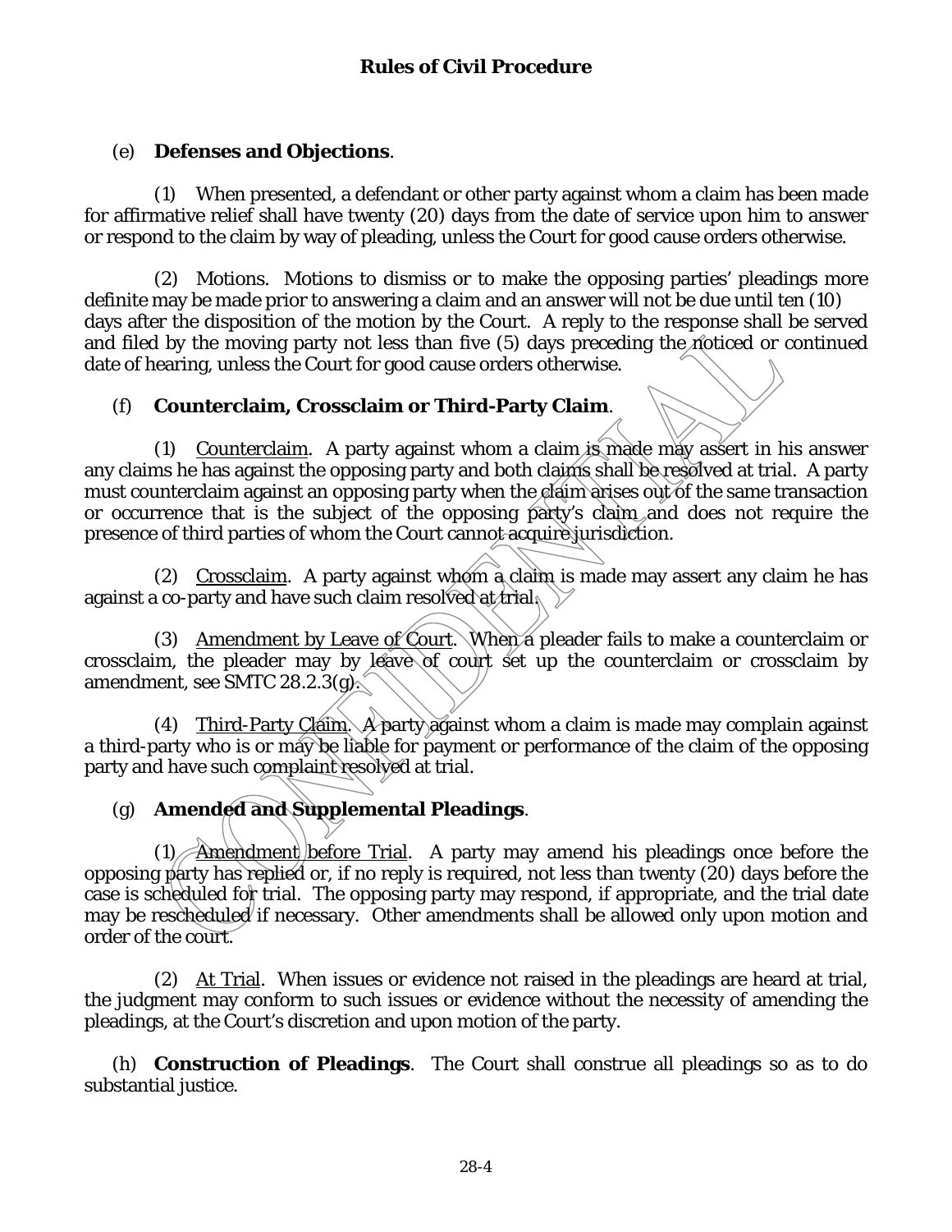(e) **Defenses and Objections**.

(1) When presented, a defendant or other party against whom a claim has been made for affirmative relief shall have twenty (20) days from the date of service upon him to answer or respond to the claim by way of pleading, unless the Court for good cause orders otherwise.

(2) Motions. Motions to dismiss or to make the opposing parties' pleadings more definite may be made prior to answering a claim and an answer will not be due until ten (10) days after the disposition of the motion by the Court. A reply to the response shall be served and filed by the moving party not less than five (5) days preceding the noticed or continued date of hearing, unless the Court for good cause orders otherwise.

(f) **Counterclaim, Crossclaim or Third-Party Claim**.

(1) Counterclaim. A party against whom a claim is made may assert in his answer any claims he has against the opposing party and both claims shall be resolved at trial. A party must counterclaim against an opposing party when the claim arises out of the same transaction or occurrence that is the subject of the opposing party's claim and does not require the presence of third parties of whom the Court cannot acquire jurisdiction.

(2) Crossclaim. A party against whom a claim is made may assert any claim he has against a co-party and have such claim resolved at trial.

(3) Amendment by Leave of Court. When a pleader fails to make a counterclaim or crossclaim, the pleader may by leave of court set up the counterclaim or crossclaim by amendment, see SMTC 28.2.3(g).

(4) Third-Party Claim. A party against whom a claim is made may complain against a third-party who is or may be liable for payment or performance of the claim of the opposing party and have such complaint resolved at trial.

(g) **Amended and Supplemental Pleadings**.

(1) Amendment before Trial. A party may amend his pleadings once before the opposing party has replied or, if no reply is required, not less than twenty (20) days before the case is scheduled for trial. The opposing party may respond, if appropriate, and the trial date may be rescheduled if necessary. Other amendments shall be allowed only upon motion and order of the court.

(2) At Trial. When issues or evidence not raised in the pleadings are heard at trial, the judgment may conform to such issues or evidence without the necessity of amending the pleadings, at the Court's discretion and upon motion of the party.

(h) **Construction of Pleadings**. The Court shall construe all pleadings so as to do substantial justice.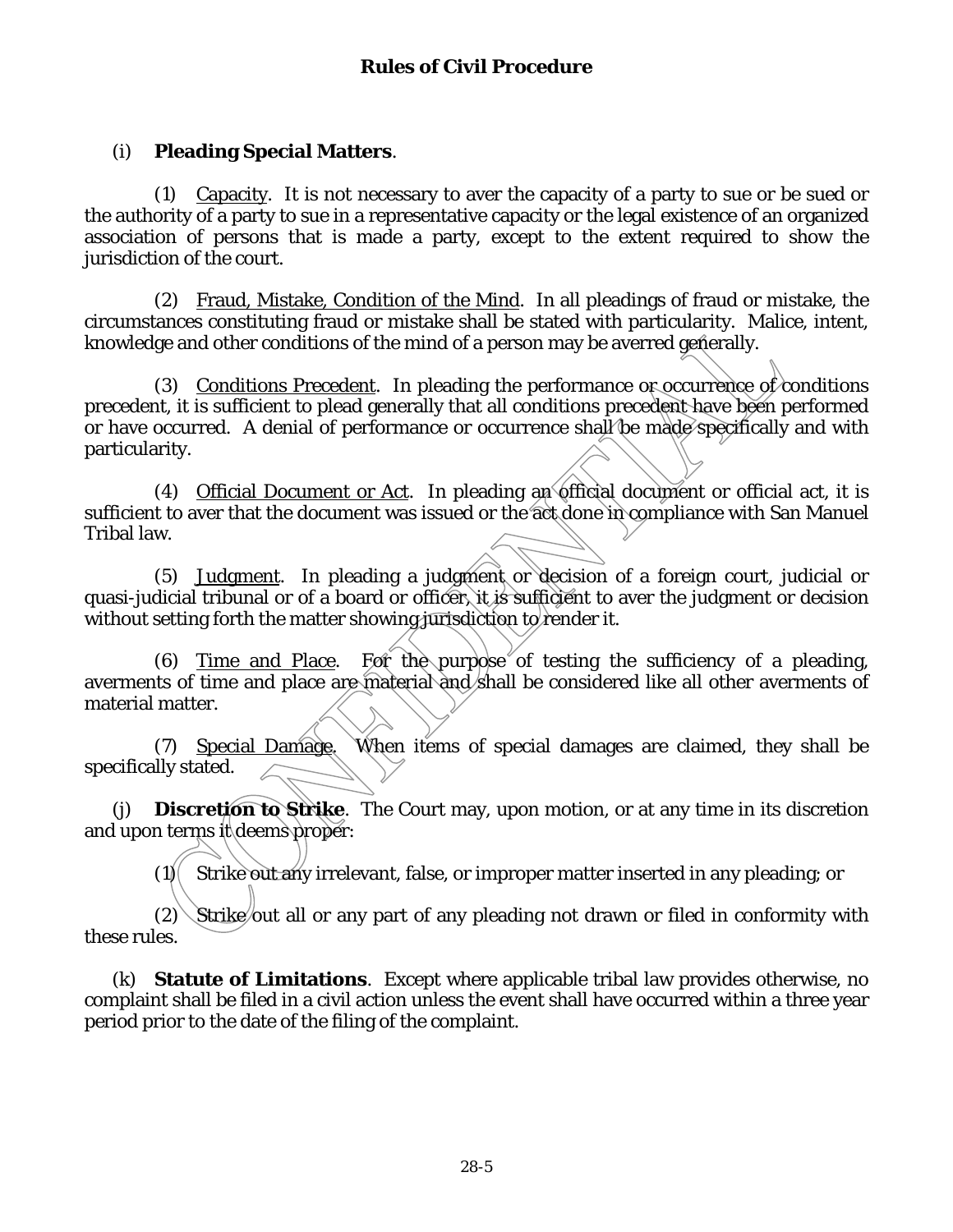(i) **Pleading Special Matters**.

(1) Capacity. It is not necessary to aver the capacity of a party to sue or be sued or the authority of a party to sue in a representative capacity or the legal existence of an organized association of persons that is made a party, except to the extent required to show the jurisdiction of the court.

(2) Fraud, Mistake, Condition of the Mind. In all pleadings of fraud or mistake, the circumstances constituting fraud or mistake shall be stated with particularity. Malice, intent, knowledge and other conditions of the mind of a person may be averred generally.

(3) Conditions Precedent. In pleading the performance or occurrence of conditions precedent, it is sufficient to plead generally that all conditions precedent have been performed or have occurred. A denial of performance or occurrence shall be made specifically and with particularity.

(4) Official Document or Act. In pleading an official document or official act, it is sufficient to aver that the document was issued or the act done in compliance with San Manuel Tribal law.

(5) Judgment. In pleading a judgment or decision of a foreign court, judicial or quasi-judicial tribunal or of a board or officer, it is sufficient to aver the judgment or decision without setting forth the matter showing jurisdiction to render it.

(6) Time and Place. For the purpose of testing the sufficiency of a pleading, averments of time and place are material and shall be considered like all other averments of material matter.

(7) Special Damage. When items of special damages are claimed, they shall be specifically stated.

(j) **Discretion to Strike**. The Court may, upon motion, or at any time in its discretion and upon terms it deems proper:

(1) Strike out any irrelevant, false, or improper matter inserted in any pleading; or

(2) Strike out all or any part of any pleading not drawn or filed in conformity with these rules.

(k) **Statute of Limitations**. Except where applicable tribal law provides otherwise, no complaint shall be filed in a civil action unless the event shall have occurred within a three year period prior to the date of the filing of the complaint.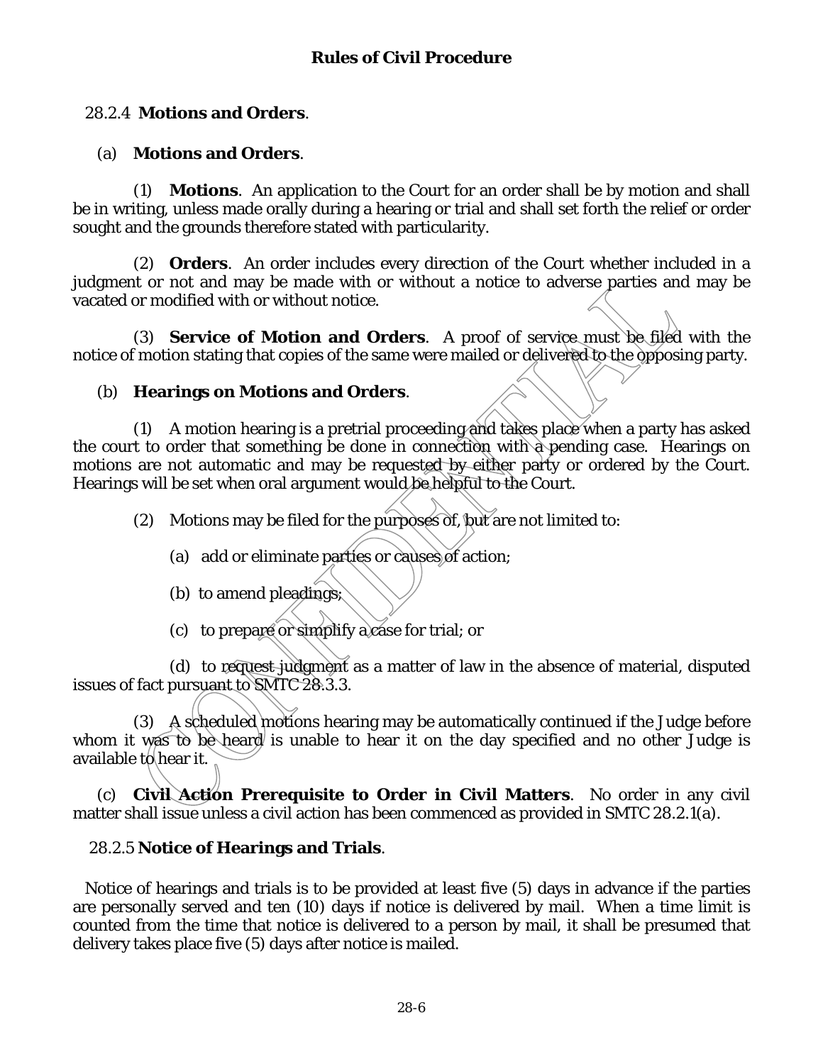## 28.2.4 **Motions and Orders**.

(a) **Motions and Orders**.

(1) **Motions**. An application to the Court for an order shall be by motion and shall be in writing, unless made orally during a hearing or trial and shall set forth the relief or order sought and the grounds therefore stated with particularity.

(2) **Orders**. An order includes every direction of the Court whether included in a judgment or not and may be made with or without a notice to adverse parties and may be vacated or modified with or without notice.

(3) **Service of Motion and Orders**. A proof of service must be filed with the notice of motion stating that copies of the same were mailed or delivered to the opposing party.

(b) **Hearings on Motions and Orders**.

(1) A motion hearing is a pretrial proceeding and takes place when a party has asked the court to order that something be done in connection with a pending case. Hearings on motions are not automatic and may be requested by either party or ordered by the Court. Hearings will be set when oral argument would be helpful to the Court.

(2) Motions may be filed for the purposes of, but are not limited to:

(a) add or eliminate parties or causes of action;

(b) to amend pleadings;

(c) to prepare or simplify a case for trial; or

(d) to request judgment as a matter of law in the absence of material, disputed issues of fact pursuant to SMTC 28.3.3.

(3) A scheduled motions hearing may be automatically continued if the Judge before whom it was to be heard is unable to hear it on the day specified and no other Judge is available to hear it.

(c) **Civil Action Prerequisite to Order in Civil Matters**. No order in any civil matter shall issue unless a civil action has been commenced as provided in SMTC 28.2.1(a).

## 28.2.5 **Notice of Hearings and Trials**.

Notice of hearings and trials is to be provided at least five (5) days in advance if the parties are personally served and ten (10) days if notice is delivered by mail. When a time limit is counted from the time that notice is delivered to a person by mail, it shall be presumed that delivery takes place five (5) days after notice is mailed.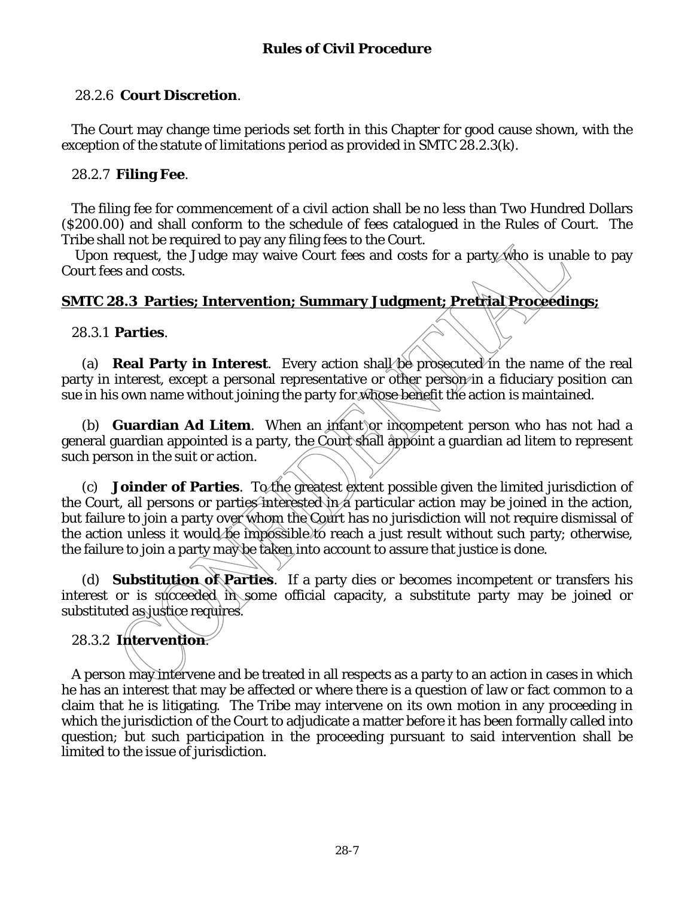28.2.6 **Court Discretion**.

The Court may change time periods set forth in this Chapter for good cause shown, with the exception of the statute of limitations period as provided in SMTC 28.2.3(k).

28.2.7 **Filing Fee**.

The filing fee for commencement of a civil action shall be no less than Two Hundred Dollars ($200.00) and shall conform to the schedule of fees catalogued in the Rules of Court. The Tribe shall not be required to pay any filing fees to the Court.

Upon request, the Judge may waive Court fees and costs for a party who is unable to pay Court fees and costs.

## SMTC 28.3 Parties; Intervention; Summary Judgment; Pretrial Proceedings;

28.3.1 **Parties**.

(a) **Real Party in Interest**. Every action shall be prosecuted in the name of the real party in interest, except a personal representative or other person in a fiduciary position can sue in his own name without joining the party for whose benefit the action is maintained.

(b) **Guardian Ad Litem**. When an infant or incompetent person who has not had a general guardian appointed is a party, the Court shall appoint a guardian ad litem to represent such person in the suit or action.

(c) **Joinder of Parties**. To the greatest extent possible given the limited jurisdiction of the Court, all persons or parties interested in a particular action may be joined in the action, but failure to join a party over whom the Court has no jurisdiction will not require dismissal of the action unless it would be impossible to reach a just result without such party; otherwise, the failure to join a party may be taken into account to assure that justice is done.

(d) **Substitution of Parties**. If a party dies or becomes incompetent or transfers his interest or is succeeded in some official capacity, a substitute party may be joined or substituted as justice requires.

28.3.2 **Intervention**.

A person may intervene and be treated in all respects as a party to an action in cases in which he has an interest that may be affected or where there is a question of law or fact common to a claim that he is litigating. The Tribe may intervene on its own motion in any proceeding in which the jurisdiction of the Court to adjudicate a matter before it has been formally called into question; but such participation in the proceeding pursuant to said intervention shall be limited to the issue of jurisdiction.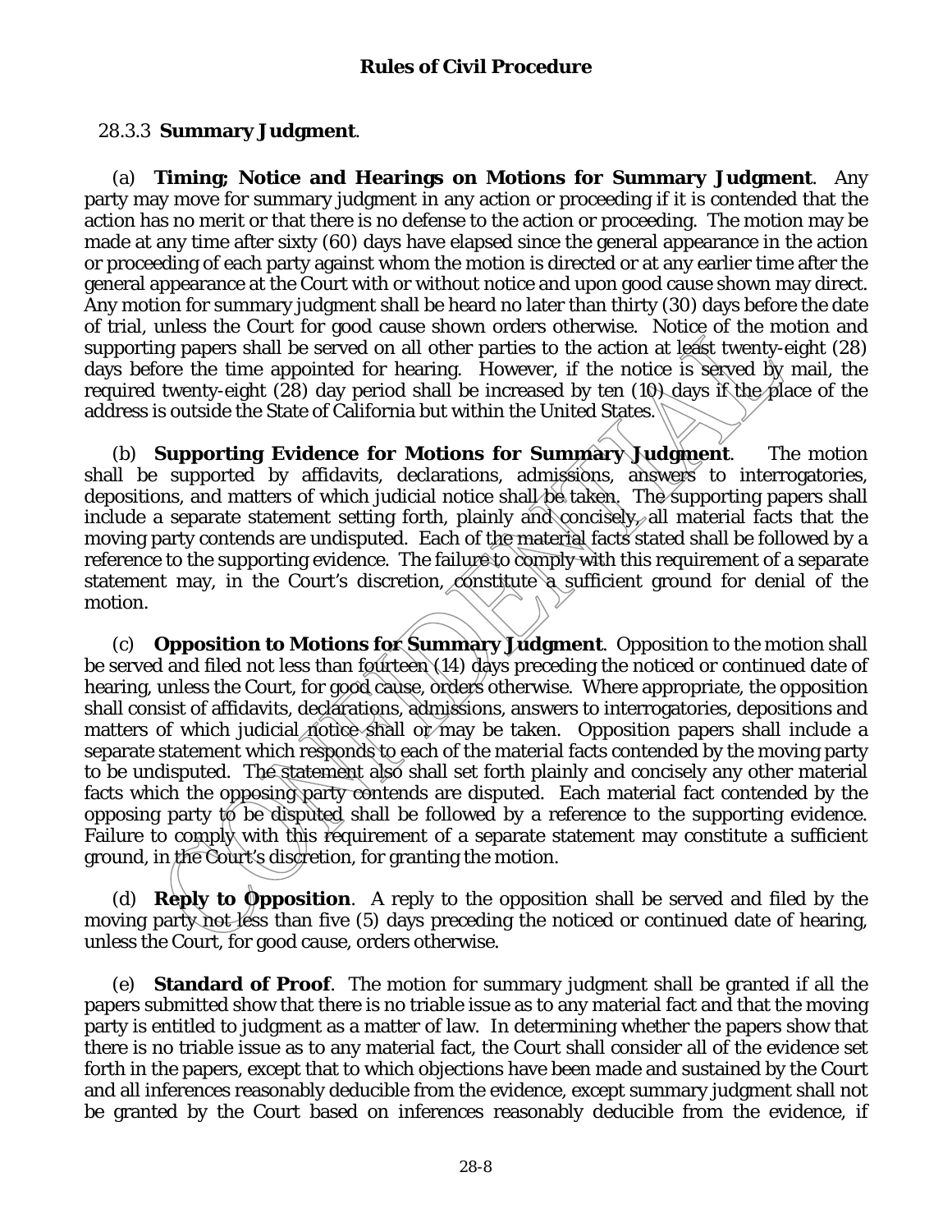28.3.3 **Summary Judgment**.

(a) **Timing; Notice and Hearings on Motions for Summary Judgment**. Any party may move for summary judgment in any action or proceeding if it is contended that the action has no merit or that there is no defense to the action or proceeding. The motion may be made at any time after sixty (60) days have elapsed since the general appearance in the action or proceeding of each party against whom the motion is directed or at any earlier time after the general appearance at the Court with or without notice and upon good cause shown may direct. Any motion for summary judgment shall be heard no later than thirty (30) days before the date of trial, unless the Court for good cause shown orders otherwise. Notice of the motion and supporting papers shall be served on all other parties to the action at least twenty-eight (28) days before the time appointed for hearing. However, if the notice is served by mail, the required twenty-eight (28) day period shall be increased by ten (10) days if the place of the address is outside the State of California but within the United States.

(b) **Supporting Evidence for Motions for Summary Judgment**. The motion shall be supported by affidavits, declarations, admissions, answers to interrogatories, depositions, and matters of which judicial notice shall be taken. The supporting papers shall include a separate statement setting forth, plainly and concisely, all material facts that the moving party contends are undisputed. Each of the material facts stated shall be followed by a reference to the supporting evidence. The failure to comply with this requirement of a separate statement may, in the Court's discretion, constitute a sufficient ground for denial of the motion.

(c) **Opposition to Motions for Summary Judgment**. Opposition to the motion shall be served and filed not less than fourteen (14) days preceding the noticed or continued date of hearing, unless the Court, for good cause, orders otherwise. Where appropriate, the opposition shall consist of affidavits, declarations, admissions, answers to interrogatories, depositions and matters of which judicial notice shall or may be taken. Opposition papers shall include a separate statement which responds to each of the material facts contended by the moving party to be undisputed. The statement also shall set forth plainly and concisely any other material facts which the opposing party contends are disputed. Each material fact contended by the opposing party to be disputed shall be followed by a reference to the supporting evidence. Failure to comply with this requirement of a separate statement may constitute a sufficient ground, in the Court's discretion, for granting the motion.

(d) **Reply to Opposition**. A reply to the opposition shall be served and filed by the moving party not less than five (5) days preceding the noticed or continued date of hearing, unless the Court, for good cause, orders otherwise.

(e) **Standard of Proof**. The motion for summary judgment shall be granted if all the papers submitted show that there is no triable issue as to any material fact and that the moving party is entitled to judgment as a matter of law. In determining whether the papers show that there is no triable issue as to any material fact, the Court shall consider all of the evidence set forth in the papers, except that to which objections have been made and sustained by the Court and all inferences reasonably deducible from the evidence, except summary judgment shall not be granted by the Court based on inferences reasonably deducible from the evidence, if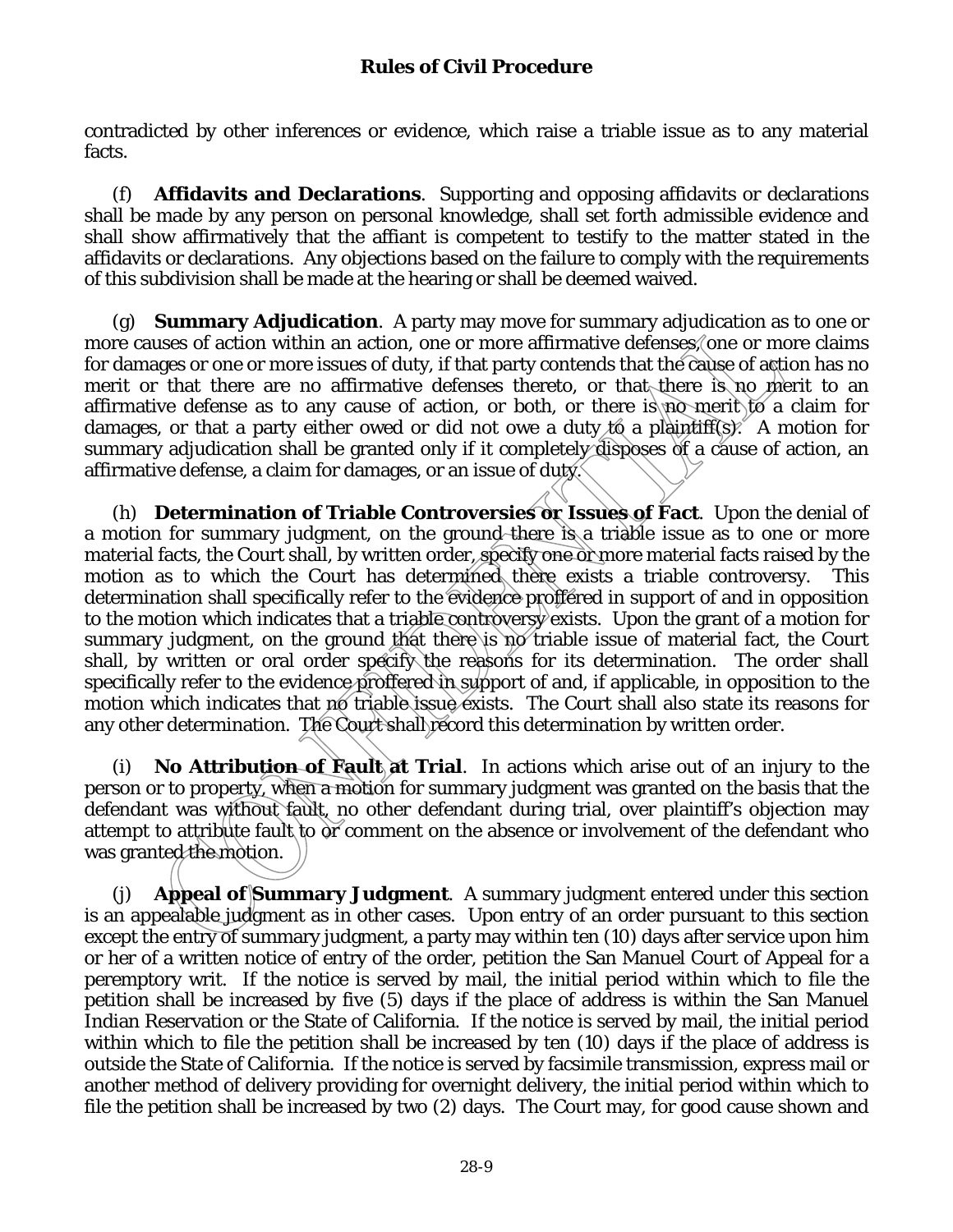contradicted by other inferences or evidence, which raise a triable issue as to any material facts.

(f) **Affidavits and Declarations**. Supporting and opposing affidavits or declarations shall be made by any person on personal knowledge, shall set forth admissible evidence and shall show affirmatively that the affiant is competent to testify to the matter stated in the affidavits or declarations. Any objections based on the failure to comply with the requirements of this subdivision shall be made at the hearing or shall be deemed waived.

(g) **Summary Adjudication**. A party may move for summary adjudication as to one or more causes of action within an action, one or more affirmative defenses, one or more claims for damages or one or more issues of duty, if that party contends that the cause of action has no merit or that there are no affirmative defenses thereto, or that there is no merit to an affirmative defense as to any cause of action, or both, or there is no merit to a claim for damages, or that a party either owed or did not owe a duty to a plaintiff(s). A motion for summary adjudication shall be granted only if it completely disposes of a cause of action, an affirmative defense, a claim for damages, or an issue of duty.

(h) **Determination of Triable Controversies or Issues of Fact**. Upon the denial of a motion for summary judgment, on the ground there is a triable issue as to one or more material facts, the Court shall, by written order, specify one or more material facts raised by the motion as to which the Court has determined there exists a triable controversy. This determination shall specifically refer to the evidence proffered in support of and in opposition to the motion which indicates that a triable controversy exists. Upon the grant of a motion for summary judgment, on the ground that there is no triable issue of material fact, the Court shall, by written or oral order specify the reasons for its determination. The order shall specifically refer to the evidence proffered in support of and, if applicable, in opposition to the motion which indicates that no triable issue exists. The Court shall also state its reasons for any other determination. The Court shall record this determination by written order.

(i) **No Attribution of Fault at Trial**. In actions which arise out of an injury to the person or to property, when a motion for summary judgment was granted on the basis that the defendant was without fault, no other defendant during trial, over plaintiff's objection may attempt to attribute fault to or comment on the absence or involvement of the defendant who was granted the motion.

(j) **Appeal of Summary Judgment**. A summary judgment entered under this section is an appealable judgment as in other cases. Upon entry of an order pursuant to this section except the entry of summary judgment, a party may within ten (10) days after service upon him or her of a written notice of entry of the order, petition the San Manuel Court of Appeal for a peremptory writ. If the notice is served by mail, the initial period within which to file the petition shall be increased by five (5) days if the place of address is within the San Manuel Indian Reservation or the State of California. If the notice is served by mail, the initial period within which to file the petition shall be increased by ten (10) days if the place of address is outside the State of California. If the notice is served by facsimile transmission, express mail or another method of delivery providing for overnight delivery, the initial period within which to file the petition shall be increased by two (2) days. The Court may, for good cause shown and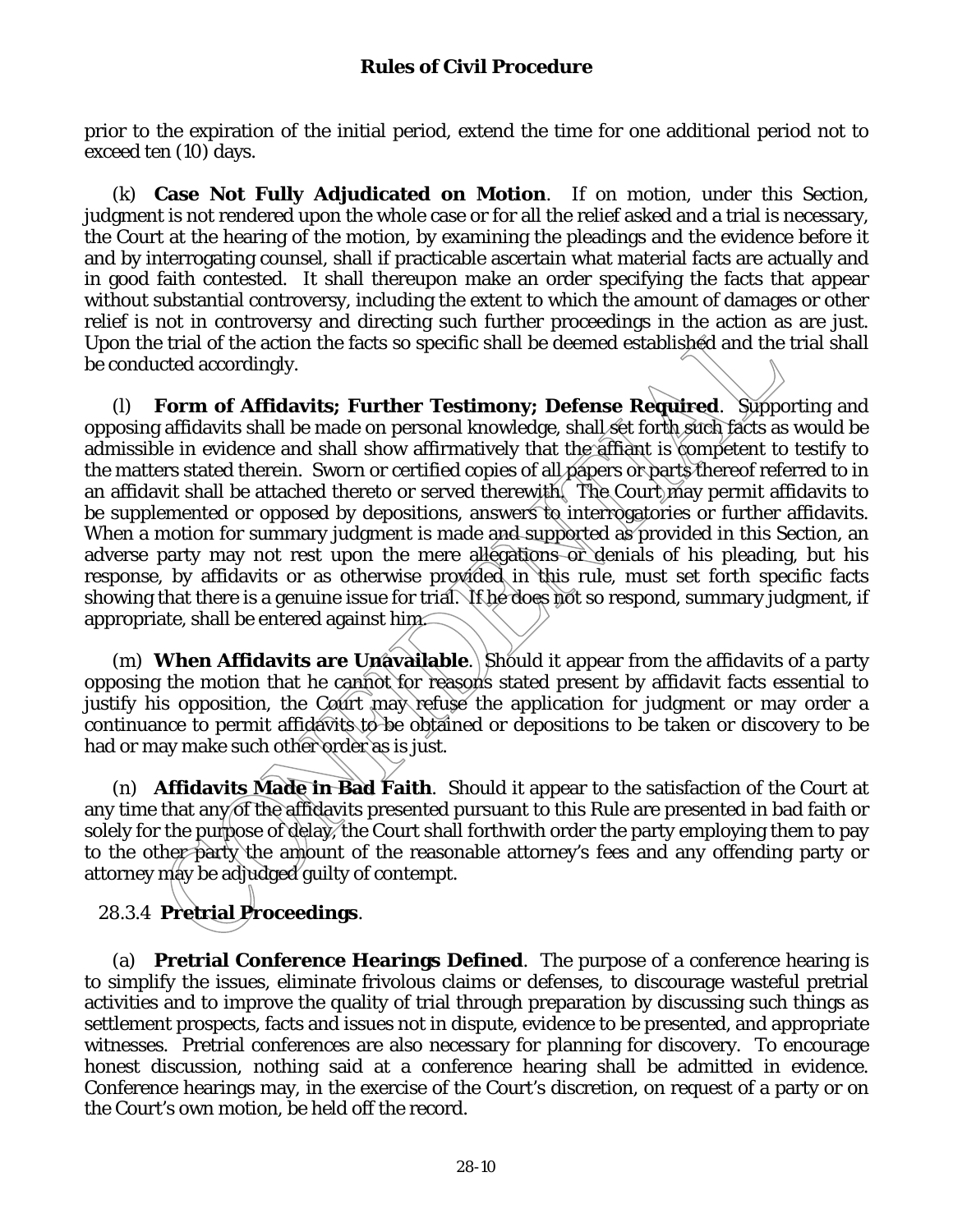prior to the expiration of the initial period, extend the time for one additional period not to exceed ten (10) days.

(k) **Case Not Fully Adjudicated on Motion**. If on motion, under this Section, judgment is not rendered upon the whole case or for all the relief asked and a trial is necessary, the Court at the hearing of the motion, by examining the pleadings and the evidence before it and by interrogating counsel, shall if practicable ascertain what material facts are actually and in good faith contested. It shall thereupon make an order specifying the facts that appear without substantial controversy, including the extent to which the amount of damages or other relief is not in controversy and directing such further proceedings in the action as are just. Upon the trial of the action the facts so specific shall be deemed established and the trial shall be conducted accordingly.

(l) **Form of Affidavits; Further Testimony; Defense Required**. Supporting and opposing affidavits shall be made on personal knowledge, shall set forth such facts as would be admissible in evidence and shall show affirmatively that the affiant is competent to testify to the matters stated therein. Sworn or certified copies of all papers or parts thereof referred to in an affidavit shall be attached thereto or served therewith. The Court may permit affidavits to be supplemented or opposed by depositions, answers to interrogatories or further affidavits. When a motion for summary judgment is made and supported as provided in this Section, an adverse party may not rest upon the mere allegations or denials of his pleading, but his response, by affidavits or as otherwise provided in this rule, must set forth specific facts showing that there is a genuine issue for trial. If he does not so respond, summary judgment, if appropriate, shall be entered against him.

(m) **When Affidavits are Unavailable**. Should it appear from the affidavits of a party opposing the motion that he cannot for reasons stated present by affidavit facts essential to justify his opposition, the Court may refuse the application for judgment or may order a continuance to permit affidavits to be obtained or depositions to be taken or discovery to be had or may make such other order as is just.

(n) **Affidavits Made in Bad Faith**. Should it appear to the satisfaction of the Court at any time that any of the affidavits presented pursuant to this Rule are presented in bad faith or solely for the purpose of delay, the Court shall forthwith order the party employing them to pay to the other party the amount of the reasonable attorney's fees and any offending party or attorney may be adjudged guilty of contempt.

### 28.3.4 **Pretrial Proceedings**.

(a) **Pretrial Conference Hearings Defined**. The purpose of a conference hearing is to simplify the issues, eliminate frivolous claims or defenses, to discourage wasteful pretrial activities and to improve the quality of trial through preparation by discussing such things as settlement prospects, facts and issues not in dispute, evidence to be presented, and appropriate witnesses. Pretrial conferences are also necessary for planning for discovery. To encourage honest discussion, nothing said at a conference hearing shall be admitted in evidence. Conference hearings may, in the exercise of the Court's discretion, on request of a party or on the Court's own motion, be held off the record.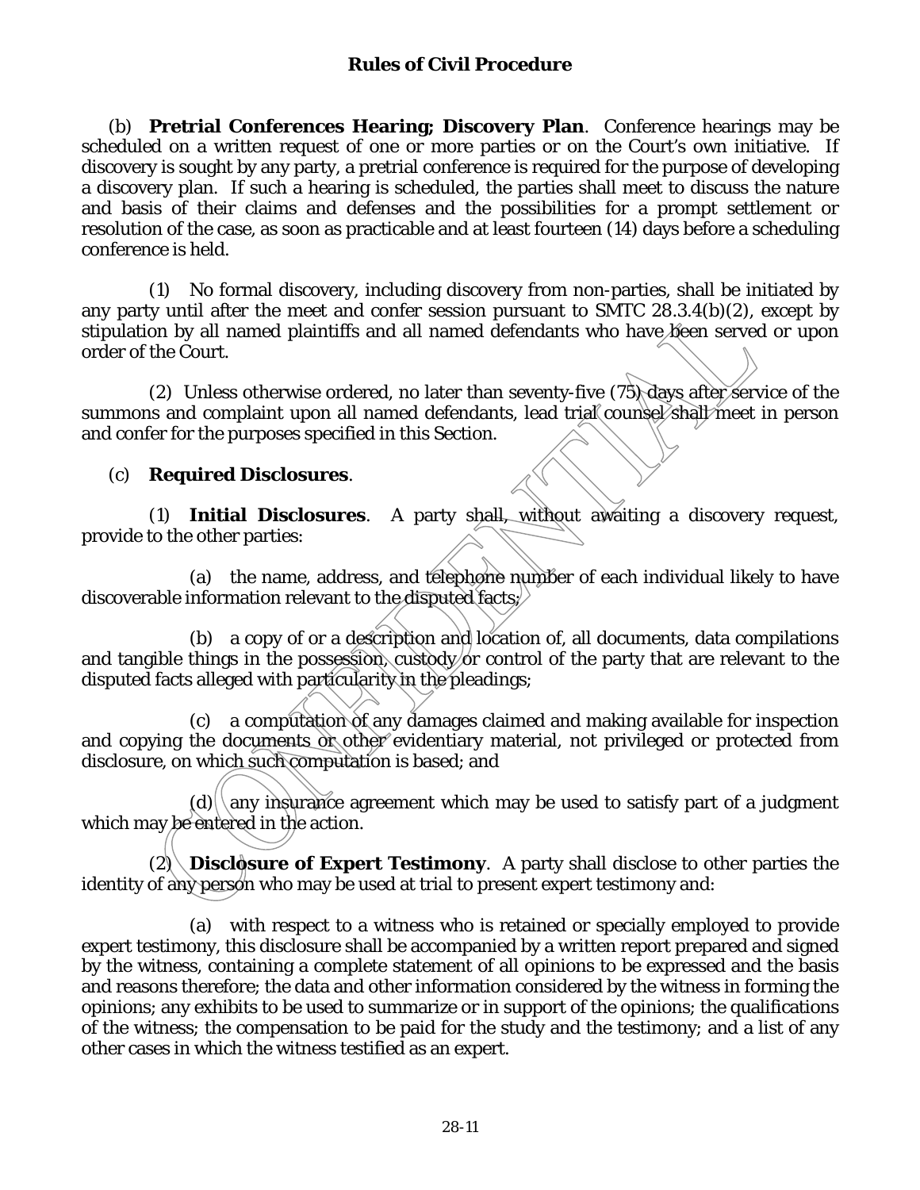(b) **Pretrial Conferences Hearing; Discovery Plan**. Conference hearings may be scheduled on a written request of one or more parties or on the Court's own initiative. If discovery is sought by any party, a pretrial conference is required for the purpose of developing a discovery plan. If such a hearing is scheduled, the parties shall meet to discuss the nature and basis of their claims and defenses and the possibilities for a prompt settlement or resolution of the case, as soon as practicable and at least fourteen (14) days before a scheduling conference is held.

(1) No formal discovery, including discovery from non-parties, shall be initiated by any party until after the meet and confer session pursuant to SMTC 28.3.4(b)(2), except by stipulation by all named plaintiffs and all named defendants who have been served or upon order of the Court.

(2) Unless otherwise ordered, no later than seventy-five (75) days after service of the summons and complaint upon all named defendants, lead trial counsel shall meet in person and confer for the purposes specified in this Section.

(c) **Required Disclosures**.

(1) **Initial Disclosures**. A party shall, without awaiting a discovery request, provide to the other parties:

(a) the name, address, and telephone number of each individual likely to have discoverable information relevant to the disputed facts;

(b) a copy of or a description and location of, all documents, data compilations and tangible things in the possession, custody or control of the party that are relevant to the disputed facts alleged with particularity in the pleadings;

(c) a computation of any damages claimed and making available for inspection and copying the documents or other evidentiary material, not privileged or protected from disclosure, on which such computation is based; and

(d) any insurance agreement which may be used to satisfy part of a judgment which may be entered in the action.

(2) **Disclosure of Expert Testimony**. A party shall disclose to other parties the identity of any person who may be used at trial to present expert testimony and:

(a) with respect to a witness who is retained or specially employed to provide expert testimony, this disclosure shall be accompanied by a written report prepared and signed by the witness, containing a complete statement of all opinions to be expressed and the basis and reasons therefore; the data and other information considered by the witness in forming the opinions; any exhibits to be used to summarize or in support of the opinions; the qualifications of the witness; the compensation to be paid for the study and the testimony; and a list of any other cases in which the witness testified as an expert.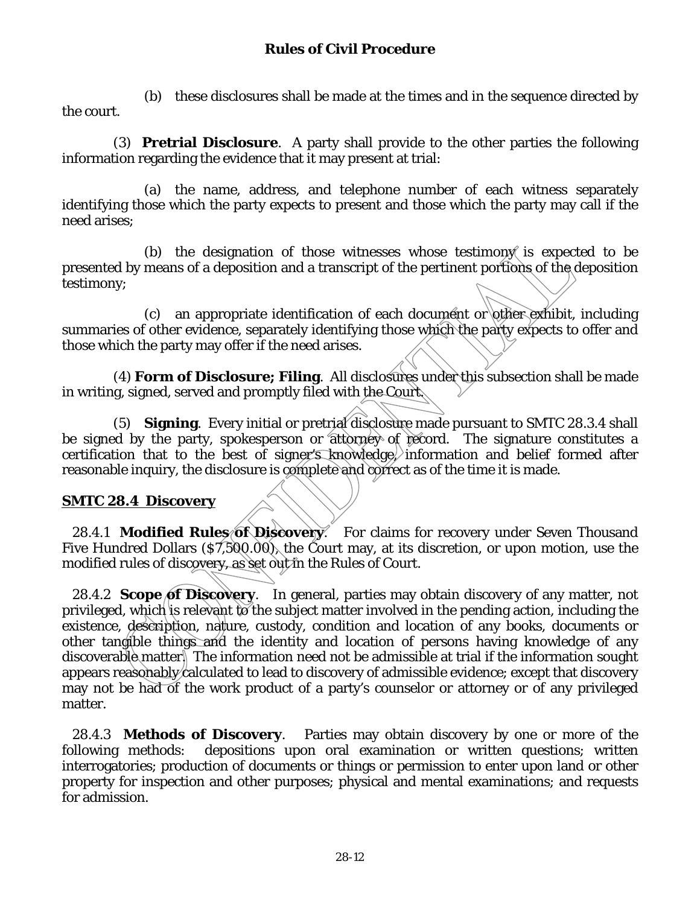(b) these disclosures shall be made at the times and in the sequence directed by the court.

(3) **Pretrial Disclosure**. A party shall provide to the other parties the following information regarding the evidence that it may present at trial:

(a) the name, address, and telephone number of each witness separately identifying those which the party expects to present and those which the party may call if the need arises;

(b) the designation of those witnesses whose testimony is expected to be presented by means of a deposition and a transcript of the pertinent portions of the deposition testimony;

(c) an appropriate identification of each document or other exhibit, including summaries of other evidence, separately identifying those which the party expects to offer and those which the party may offer if the need arises.

(4) **Form of Disclosure; Filing**. All disclosures under this subsection shall be made in writing, signed, served and promptly filed with the Court.

(5) **Signing**. Every initial or pretrial disclosure made pursuant to SMTC 28.3.4 shall be signed by the party, spokesperson or attorney of record. The signature constitutes a certification that to the best of signer's knowledge, information and belief formed after reasonable inquiry, the disclosure is complete and correct as of the time it is made.

## SMTC 28.4 Discovery

28.4.1 **Modified Rules of Discovery**. For claims for recovery under Seven Thousand Five Hundred Dollars ($7,500.00), the Court may, at its discretion, or upon motion, use the modified rules of discovery, as set out in the Rules of Court.

28.4.2 **Scope of Discovery**. In general, parties may obtain discovery of any matter, not privileged, which is relevant to the subject matter involved in the pending action, including the existence, description, nature, custody, condition and location of any books, documents or other tangible things and the identity and location of persons having knowledge of any discoverable matter. The information need not be admissible at trial if the information sought appears reasonably calculated to lead to discovery of admissible evidence; except that discovery may not be had of the work product of a party's counselor or attorney or of any privileged matter.

28.4.3 **Methods of Discovery**. Parties may obtain discovery by one or more of the following methods: depositions upon oral examination or written questions; written interrogatories; production of documents or things or permission to enter upon land or other property for inspection and other purposes; physical and mental examinations; and requests for admission.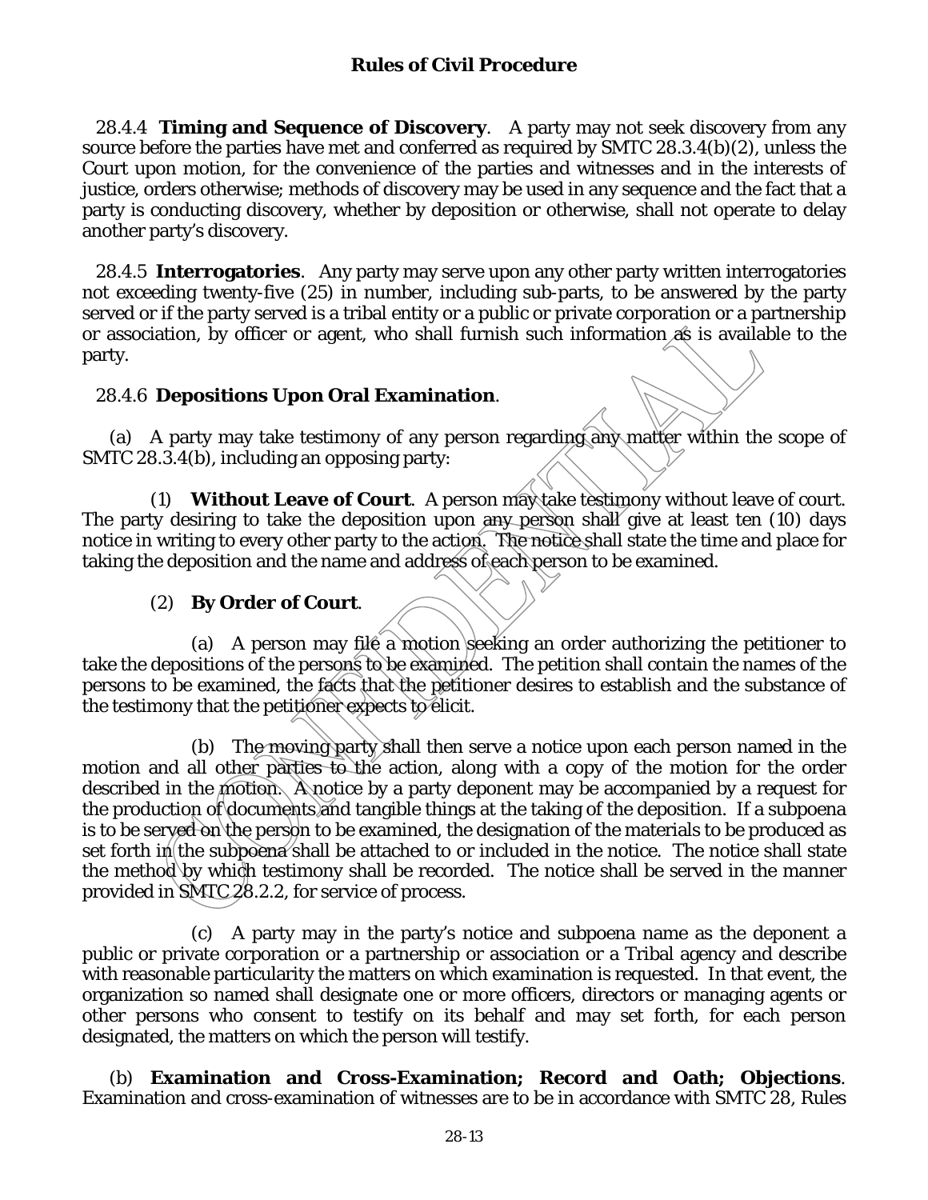28.4.4 **Timing and Sequence of Discovery**. A party may not seek discovery from any source before the parties have met and conferred as required by SMTC 28.3.4(b)(2), unless the Court upon motion, for the convenience of the parties and witnesses and in the interests of justice, orders otherwise; methods of discovery may be used in any sequence and the fact that a party is conducting discovery, whether by deposition or otherwise, shall not operate to delay another party's discovery.

28.4.5 **Interrogatories**. Any party may serve upon any other party written interrogatories not exceeding twenty-five (25) in number, including sub-parts, to be answered by the party served or if the party served is a tribal entity or a public or private corporation or a partnership or association, by officer or agent, who shall furnish such information as is available to the party.

28.4.6 **Depositions Upon Oral Examination**.

(a) A party may take testimony of any person regarding any matter within the scope of SMTC 28.3.4(b), including an opposing party:

(1) **Without Leave of Court**. A person may take testimony without leave of court. The party desiring to take the deposition upon any person shall give at least ten (10) days notice in writing to every other party to the action. The notice shall state the time and place for taking the deposition and the name and address of each person to be examined.

(2) **By Order of Court**.

(a) A person may file a motion seeking an order authorizing the petitioner to take the depositions of the persons to be examined. The petition shall contain the names of the persons to be examined, the facts that the petitioner desires to establish and the substance of the testimony that the petitioner expects to elicit.

(b) The moving party shall then serve a notice upon each person named in the motion and all other parties to the action, along with a copy of the motion for the order described in the motion. A notice by a party deponent may be accompanied by a request for the production of documents and tangible things at the taking of the deposition. If a subpoena is to be served on the person to be examined, the designation of the materials to be produced as set forth in the subpoena shall be attached to or included in the notice. The notice shall state the method by which testimony shall be recorded. The notice shall be served in the manner provided in SMTC 28.2.2, for service of process.

(c) A party may in the party's notice and subpoena name as the deponent a public or private corporation or a partnership or association or a Tribal agency and describe with reasonable particularity the matters on which examination is requested. In that event, the organization so named shall designate one or more officers, directors or managing agents or other persons who consent to testify on its behalf and may set forth, for each person designated, the matters on which the person will testify.

(b) **Examination and Cross-Examination; Record and Oath; Objections**. Examination and cross-examination of witnesses are to be in accordance with SMTC 28, Rules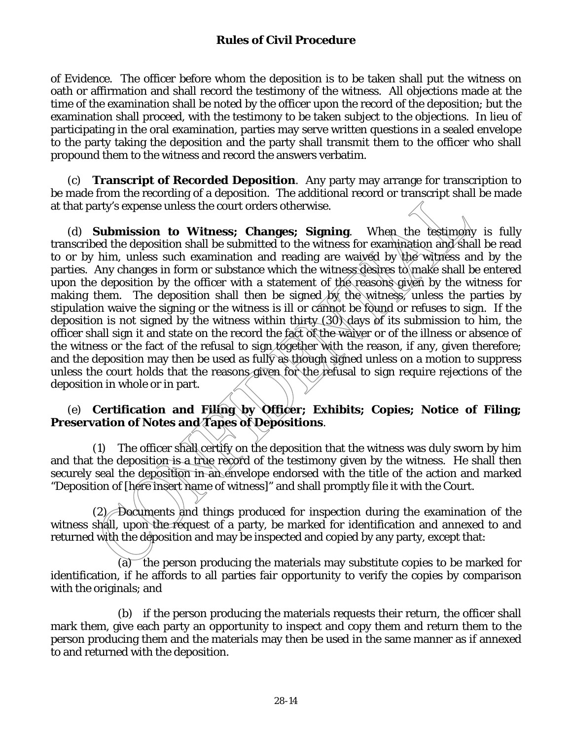of Evidence. The officer before whom the deposition is to be taken shall put the witness on oath or affirmation and shall record the testimony of the witness. All objections made at the time of the examination shall be noted by the officer upon the record of the deposition; but the examination shall proceed, with the testimony to be taken subject to the objections. In lieu of participating in the oral examination, parties may serve written questions in a sealed envelope to the party taking the deposition and the party shall transmit them to the officer who shall propound them to the witness and record the answers verbatim.

(c) **Transcript of Recorded Deposition**. Any party may arrange for transcription to be made from the recording of a deposition. The additional record or transcript shall be made at that party's expense unless the court orders otherwise.

(d) **Submission to Witness; Changes; Signing**. When the testimony is fully transcribed the deposition shall be submitted to the witness for examination and shall be read to or by him, unless such examination and reading are waived by the witness and by the parties. Any changes in form or substance which the witness desires to make shall be entered upon the deposition by the officer with a statement of the reasons given by the witness for making them. The deposition shall then be signed by the witness, unless the parties by stipulation waive the signing or the witness is ill or cannot be found or refuses to sign. If the deposition is not signed by the witness within thirty (30) days of its submission to him, the officer shall sign it and state on the record the fact of the waiver or of the illness or absence of the witness or the fact of the refusal to sign together with the reason, if any, given therefore; and the deposition may then be used as fully as though signed unless on a motion to suppress unless the court holds that the reasons given for the refusal to sign require rejections of the deposition in whole or in part.

(e) **Certification and Filing by Officer; Exhibits; Copies; Notice of Filing; Preservation of Notes and Tapes of Depositions**.

(1) The officer shall certify on the deposition that the witness was duly sworn by him and that the deposition is a true record of the testimony given by the witness. He shall then securely seal the deposition in an envelope endorsed with the title of the action and marked "Deposition of [here insert name of witness]" and shall promptly file it with the Court.

(2) Documents and things produced for inspection during the examination of the witness shall, upon the request of a party, be marked for identification and annexed to and returned with the deposition and may be inspected and copied by any party, except that:

(a) the person producing the materials may substitute copies to be marked for identification, if he affords to all parties fair opportunity to verify the copies by comparison with the originals; and

(b) if the person producing the materials requests their return, the officer shall mark them, give each party an opportunity to inspect and copy them and return them to the person producing them and the materials may then be used in the same manner as if annexed to and returned with the deposition.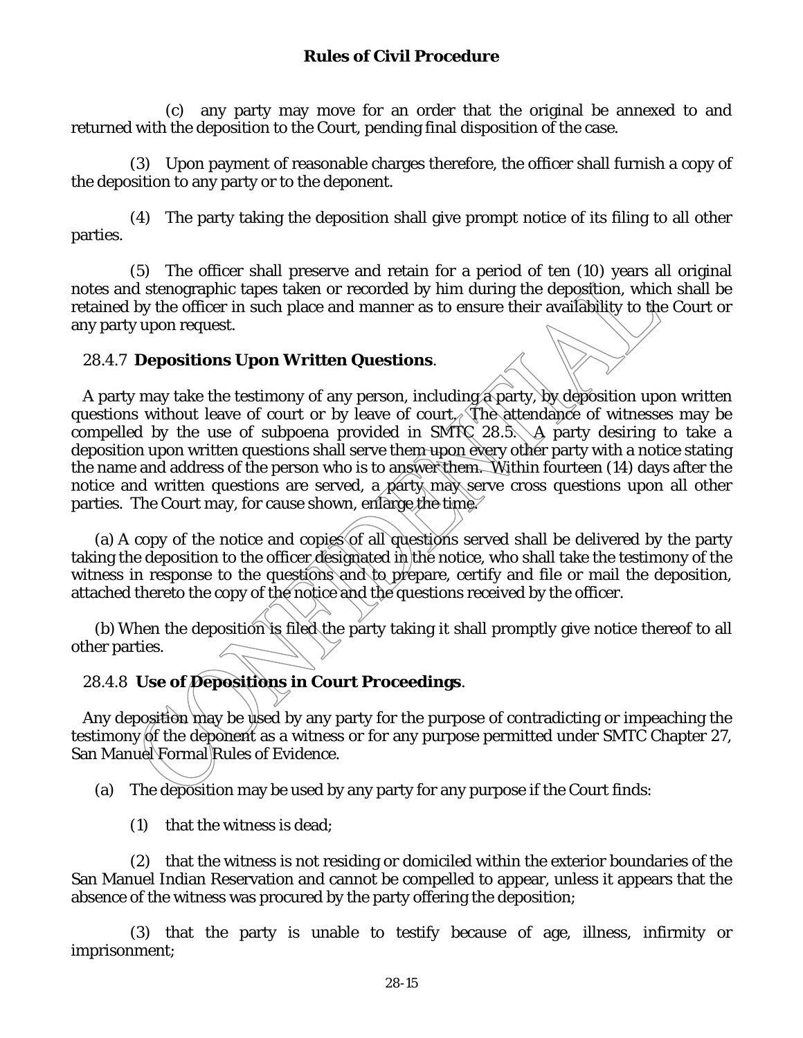(c) any party may move for an order that the original be annexed to and returned with the deposition to the Court, pending final disposition of the case.

(3) Upon payment of reasonable charges therefore, the officer shall furnish a copy of the deposition to any party or to the deponent.

(4) The party taking the deposition shall give prompt notice of its filing to all other parties.

(5) The officer shall preserve and retain for a period of ten (10) years all original notes and stenographic tapes taken or recorded by him during the deposition, which shall be retained by the officer in such place and manner as to ensure their availability to the Court or any party upon request.

### 28.4.7 **Depositions Upon Written Questions**.

A party may take the testimony of any person, including a party, by deposition upon written questions without leave of court or by leave of court. The attendance of witnesses may be compelled by the use of subpoena provided in SMTC 28.5. A party desiring to take a deposition upon written questions shall serve them upon every other party with a notice stating the name and address of the person who is to answer them. Within fourteen (14) days after the notice and written questions are served, a party may serve cross questions upon all other parties. The Court may, for cause shown, enlarge the time.

(a) A copy of the notice and copies of all questions served shall be delivered by the party taking the deposition to the officer designated in the notice, who shall take the testimony of the witness in response to the questions and to prepare, certify and file or mail the deposition, attached thereto the copy of the notice and the questions received by the officer.

(b) When the deposition is filed the party taking it shall promptly give notice thereof to all other parties.

### 28.4.8 **Use of Depositions in Court Proceedings**.

Any deposition may be used by any party for the purpose of contradicting or impeaching the testimony of the deponent as a witness or for any purpose permitted under SMTC Chapter 27, San Manuel Formal Rules of Evidence.

(a) The deposition may be used by any party for any purpose if the Court finds:

(1) that the witness is dead;

(2) that the witness is not residing or domiciled within the exterior boundaries of the San Manuel Indian Reservation and cannot be compelled to appear, unless it appears that the absence of the witness was procured by the party offering the deposition;

(3) that the party is unable to testify because of age, illness, infirmity or imprisonment;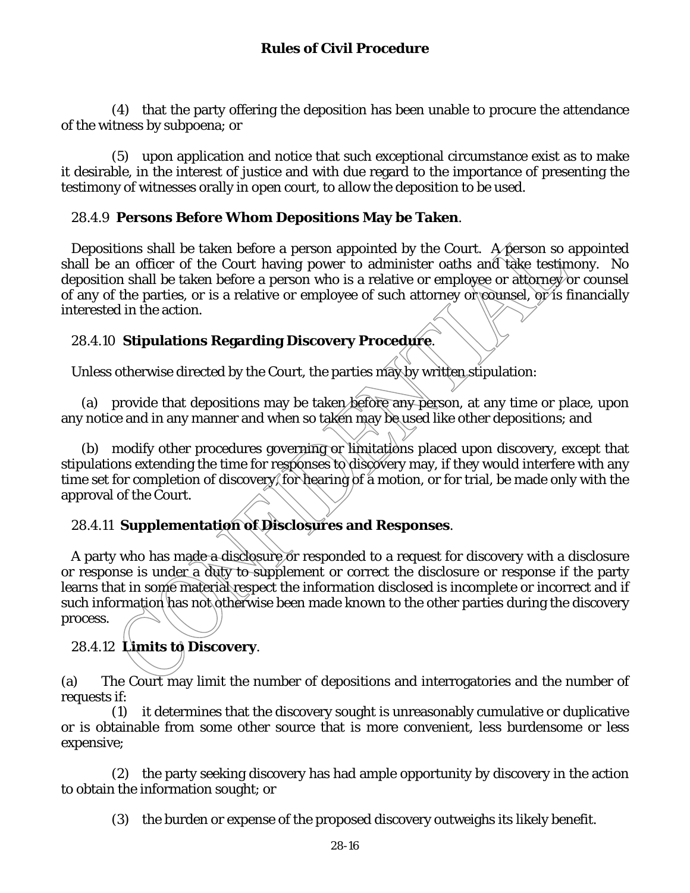(4) that the party offering the deposition has been unable to procure the attendance of the witness by subpoena; or

(5) upon application and notice that such exceptional circumstance exist as to make it desirable, in the interest of justice and with due regard to the importance of presenting the testimony of witnesses orally in open court, to allow the deposition to be used.

### 28.4.9 **Persons Before Whom Depositions May be Taken**.

Depositions shall be taken before a person appointed by the Court. A person so appointed shall be an officer of the Court having power to administer oaths and take testimony. No deposition shall be taken before a person who is a relative or employee or attorney or counsel of any of the parties, or is a relative or employee of such attorney or counsel, or is financially interested in the action.

### 28.4.10 **Stipulations Regarding Discovery Procedure**.

Unless otherwise directed by the Court, the parties may by written stipulation:

(a) provide that depositions may be taken before any person, at any time or place, upon any notice and in any manner and when so taken may be used like other depositions; and

(b) modify other procedures governing or limitations placed upon discovery, except that stipulations extending the time for responses to discovery may, if they would interfere with any time set for completion of discovery, for hearing of a motion, or for trial, be made only with the approval of the Court.

### 28.4.11 **Supplementation of Disclosures and Responses**.

A party who has made a disclosure or responded to a request for discovery with a disclosure or response is under a duty to supplement or correct the disclosure or response if the party learns that in some material respect the information disclosed is incomplete or incorrect and if such information has not otherwise been made known to the other parties during the discovery process.

### 28.4.12 **Limits to Discovery**.

(a) The Court may limit the number of depositions and interrogatories and the number of requests if:

(1) it determines that the discovery sought is unreasonably cumulative or duplicative or is obtainable from some other source that is more convenient, less burdensome or less expensive;

(2) the party seeking discovery has had ample opportunity by discovery in the action to obtain the information sought; or

(3) the burden or expense of the proposed discovery outweighs its likely benefit.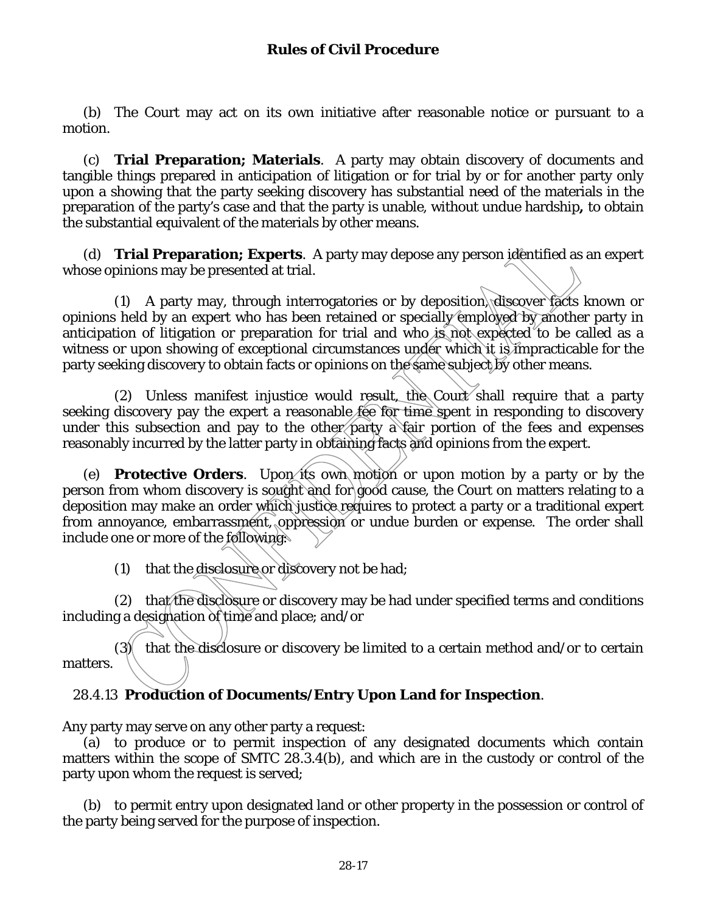(b) The Court may act on its own initiative after reasonable notice or pursuant to a motion.

(c) **Trial Preparation; Materials**. A party may obtain discovery of documents and tangible things prepared in anticipation of litigation or for trial by or for another party only upon a showing that the party seeking discovery has substantial need of the materials in the preparation of the party's case and that the party is unable, without undue hardship**,** to obtain the substantial equivalent of the materials by other means.

(d) **Trial Preparation; Experts**. A party may depose any person identified as an expert whose opinions may be presented at trial.

(1) A party may, through interrogatories or by deposition, discover facts known or opinions held by an expert who has been retained or specially employed by another party in anticipation of litigation or preparation for trial and who is not expected to be called as a witness or upon showing of exceptional circumstances under which it is impracticable for the party seeking discovery to obtain facts or opinions on the same subject by other means.

(2) Unless manifest injustice would result, the Court shall require that a party seeking discovery pay the expert a reasonable fee for time spent in responding to discovery under this subsection and pay to the other party a fair portion of the fees and expenses reasonably incurred by the latter party in obtaining facts and opinions from the expert.

(e) **Protective Orders**. Upon its own motion or upon motion by a party or by the person from whom discovery is sought and for good cause, the Court on matters relating to a deposition may make an order which justice requires to protect a party or a traditional expert from annoyance, embarrassment, oppression or undue burden or expense. The order shall include one or more of the following:

(1) that the disclosure or discovery not be had;

(2) that the disclosure or discovery may be had under specified terms and conditions including a designation of time and place; and/or

(3) that the disclosure or discovery be limited to a certain method and/or to certain matters.

28.4.13 **Production of Documents/Entry Upon Land for Inspection**.

Any party may serve on any other party a request:

(a) to produce or to permit inspection of any designated documents which contain matters within the scope of SMTC 28.3.4(b), and which are in the custody or control of the party upon whom the request is served;

(b) to permit entry upon designated land or other property in the possession or control of the party being served for the purpose of inspection.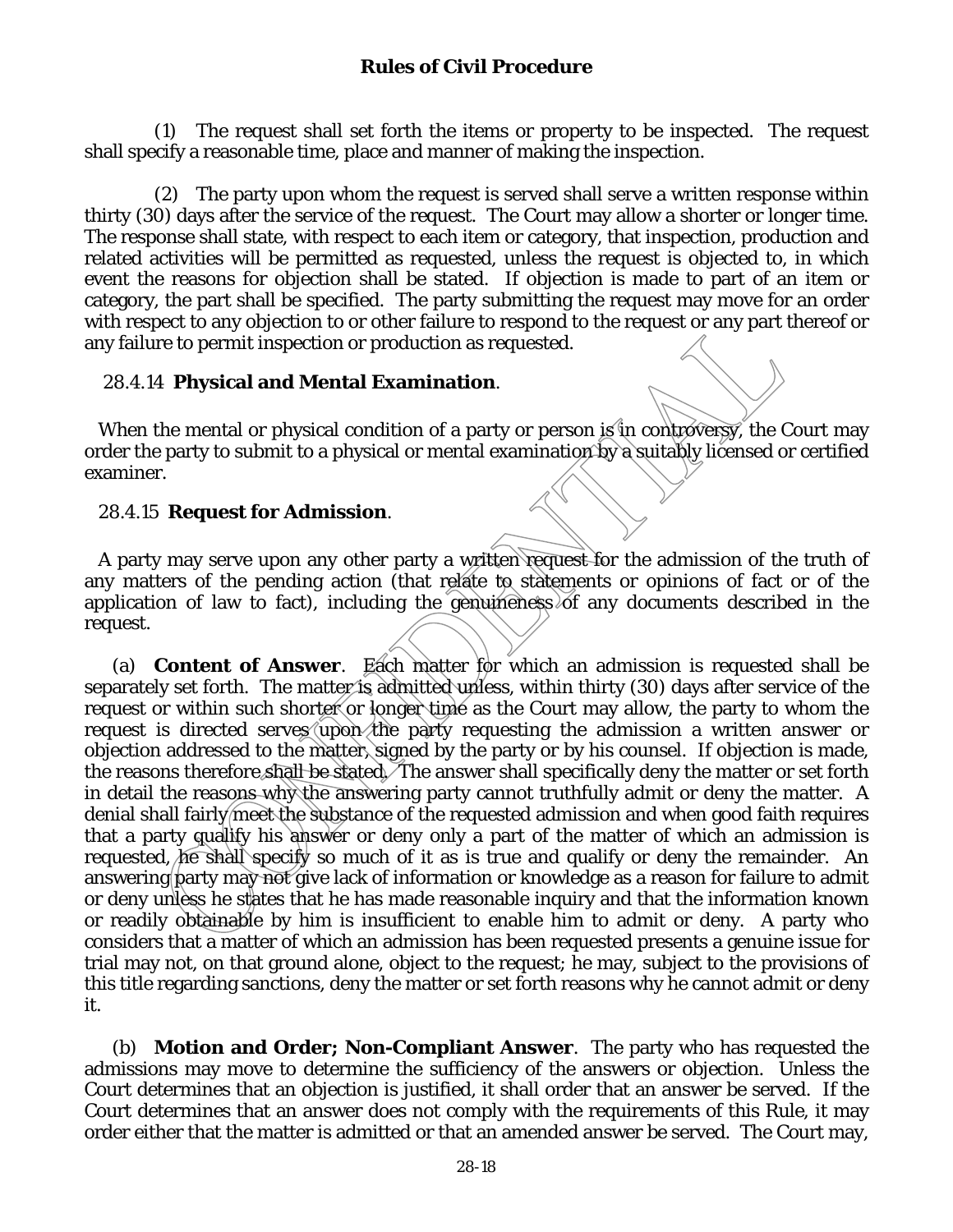(1) The request shall set forth the items or property to be inspected. The request shall specify a reasonable time, place and manner of making the inspection.

(2) The party upon whom the request is served shall serve a written response within thirty (30) days after the service of the request. The Court may allow a shorter or longer time. The response shall state, with respect to each item or category, that inspection, production and related activities will be permitted as requested, unless the request is objected to, in which event the reasons for objection shall be stated. If objection is made to part of an item or category, the part shall be specified. The party submitting the request may move for an order with respect to any objection to or other failure to respond to the request or any part thereof or any failure to permit inspection or production as requested.

28.4.14 **Physical and Mental Examination**.

When the mental or physical condition of a party or person is in controversy, the Court may order the party to submit to a physical or mental examination by a suitably licensed or certified examiner.

28.4.15 **Request for Admission**.

A party may serve upon any other party a written request for the admission of the truth of any matters of the pending action (that relate to statements or opinions of fact or of the application of law to fact), including the genuineness of any documents described in the request.

(a) **Content of Answer**. Each matter for which an admission is requested shall be separately set forth. The matter is admitted unless, within thirty (30) days after service of the request or within such shorter or longer time as the Court may allow, the party to whom the request is directed serves upon the party requesting the admission a written answer or objection addressed to the matter, signed by the party or by his counsel. If objection is made, the reasons therefore shall be stated. The answer shall specifically deny the matter or set forth in detail the reasons why the answering party cannot truthfully admit or deny the matter. A denial shall fairly meet the substance of the requested admission and when good faith requires that a party qualify his answer or deny only a part of the matter of which an admission is requested, he shall specify so much of it as is true and qualify or deny the remainder. An answering party may not give lack of information or knowledge as a reason for failure to admit or deny unless he states that he has made reasonable inquiry and that the information known or readily obtainable by him is insufficient to enable him to admit or deny. A party who considers that a matter of which an admission has been requested presents a genuine issue for trial may not, on that ground alone, object to the request; he may, subject to the provisions of this title regarding sanctions, deny the matter or set forth reasons why he cannot admit or deny it.

(b) **Motion and Order; Non-Compliant Answer**. The party who has requested the admissions may move to determine the sufficiency of the answers or objection. Unless the Court determines that an objection is justified, it shall order that an answer be served. If the Court determines that an answer does not comply with the requirements of this Rule, it may order either that the matter is admitted or that an amended answer be served. The Court may,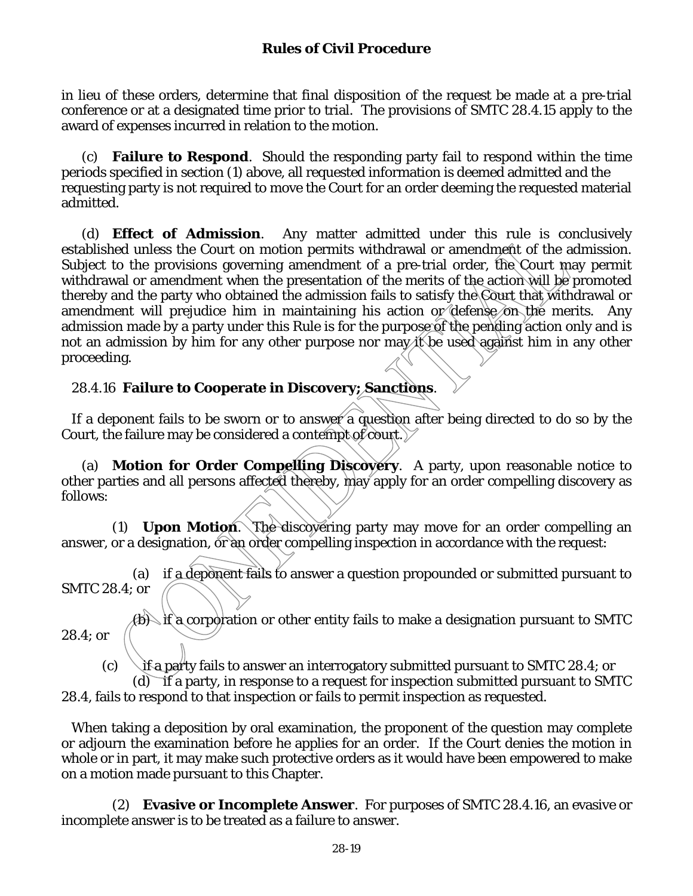in lieu of these orders, determine that final disposition of the request be made at a pre-trial conference or at a designated time prior to trial. The provisions of SMTC 28.4.15 apply to the award of expenses incurred in relation to the motion.

(c) **Failure to Respond**. Should the responding party fail to respond within the time periods specified in section (1) above, all requested information is deemed admitted and the requesting party is not required to move the Court for an order deeming the requested material admitted.

(d) **Effect of Admission**. Any matter admitted under this rule is conclusively established unless the Court on motion permits withdrawal or amendment of the admission. Subject to the provisions governing amendment of a pre-trial order, the Court may permit withdrawal or amendment when the presentation of the merits of the action will be promoted thereby and the party who obtained the admission fails to satisfy the Court that withdrawal or amendment will prejudice him in maintaining his action or defense on the merits. Any admission made by a party under this Rule is for the purpose of the pending action only and is not an admission by him for any other purpose nor may it be used against him in any other proceeding.

28.4.16 **Failure to Cooperate in Discovery; Sanctions**.

If a deponent fails to be sworn or to answer a question after being directed to do so by the Court, the failure may be considered a contempt of court.

(a) **Motion for Order Compelling Discovery**. A party, upon reasonable notice to other parties and all persons affected thereby, may apply for an order compelling discovery as follows:

(1) **Upon Motion**. The discovering party may move for an order compelling an answer, or a designation, or an order compelling inspection in accordance with the request:

(a) if a deponent fails to answer a question propounded or submitted pursuant to SMTC 28.4; or

(b) if a corporation or other entity fails to make a designation pursuant to SMTC 28.4; or

(c) if a party fails to answer an interrogatory submitted pursuant to SMTC 28.4; or

(d) if a party, in response to a request for inspection submitted pursuant to SMTC 28.4, fails to respond to that inspection or fails to permit inspection as requested.

When taking a deposition by oral examination, the proponent of the question may complete or adjourn the examination before he applies for an order. If the Court denies the motion in whole or in part, it may make such protective orders as it would have been empowered to make on a motion made pursuant to this Chapter.

(2) **Evasive or Incomplete Answer**. For purposes of SMTC 28.4.16, an evasive or incomplete answer is to be treated as a failure to answer.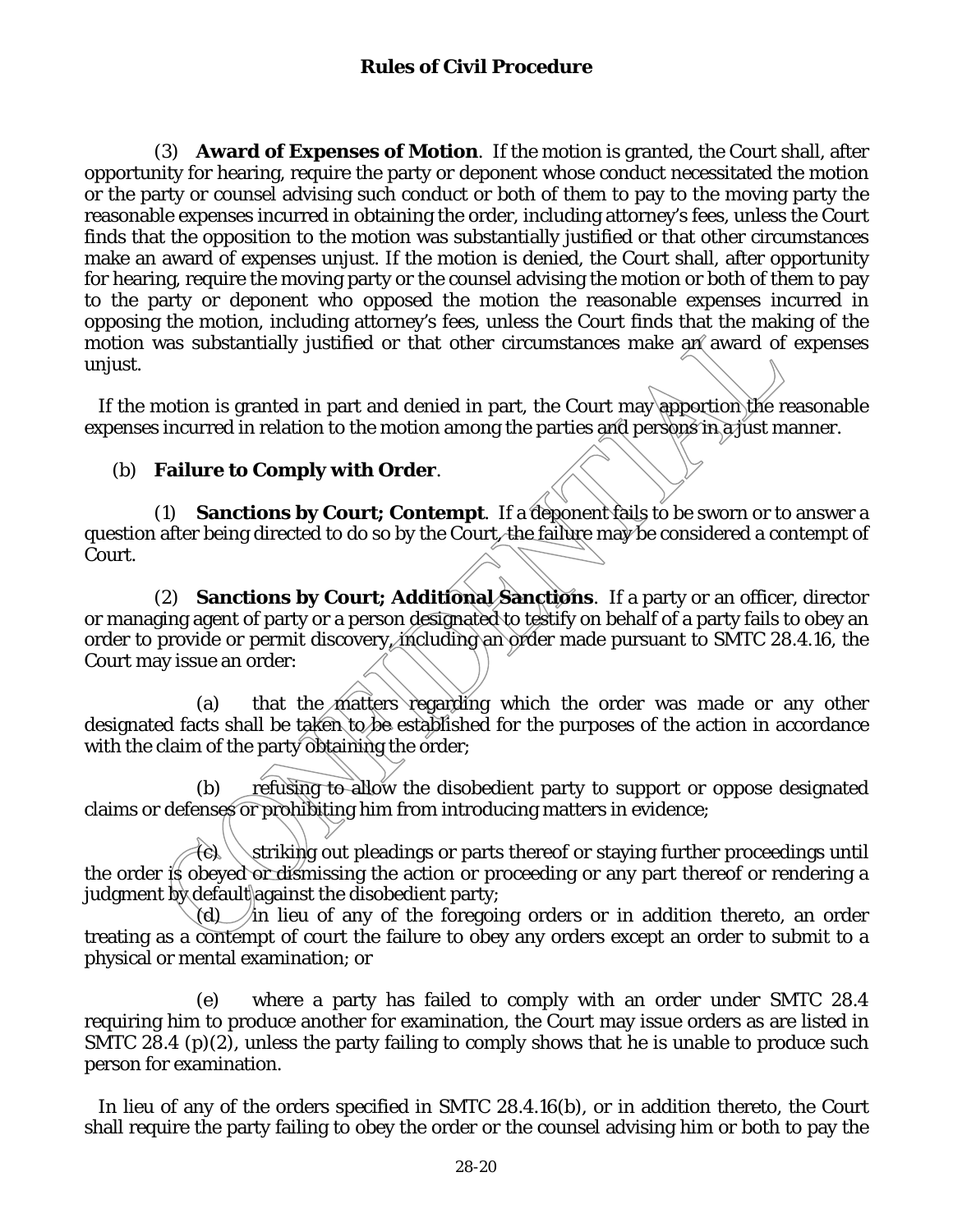(3) **Award of Expenses of Motion**. If the motion is granted, the Court shall, after opportunity for hearing, require the party or deponent whose conduct necessitated the motion or the party or counsel advising such conduct or both of them to pay to the moving party the reasonable expenses incurred in obtaining the order, including attorney's fees, unless the Court finds that the opposition to the motion was substantially justified or that other circumstances make an award of expenses unjust. If the motion is denied, the Court shall, after opportunity for hearing, require the moving party or the counsel advising the motion or both of them to pay to the party or deponent who opposed the motion the reasonable expenses incurred in opposing the motion, including attorney's fees, unless the Court finds that the making of the motion was substantially justified or that other circumstances make an award of expenses unjust.

If the motion is granted in part and denied in part, the Court may apportion the reasonable expenses incurred in relation to the motion among the parties and persons in a just manner.

(b) **Failure to Comply with Order**.

(1) **Sanctions by Court; Contempt**. If a deponent fails to be sworn or to answer a question after being directed to do so by the Court, the failure may be considered a contempt of Court.

(2) **Sanctions by Court; Additional Sanctions**. If a party or an officer, director or managing agent of party or a person designated to testify on behalf of a party fails to obey an order to provide or permit discovery, including an order made pursuant to SMTC 28.4.16, the Court may issue an order:

(a) that the matters regarding which the order was made or any other designated facts shall be taken to be established for the purposes of the action in accordance with the claim of the party obtaining the order;

(b) refusing to allow the disobedient party to support or oppose designated claims or defenses or prohibiting him from introducing matters in evidence;

(c) striking out pleadings or parts thereof or staying further proceedings until the order is obeyed or dismissing the action or proceeding or any part thereof or rendering a judgment by default against the disobedient party;

(d) in lieu of any of the foregoing orders or in addition thereto, an order treating as a contempt of court the failure to obey any orders except an order to submit to a physical or mental examination; or

(e) where a party has failed to comply with an order under SMTC 28.4 requiring him to produce another for examination, the Court may issue orders as are listed in SMTC 28.4 (p)(2), unless the party failing to comply shows that he is unable to produce such person for examination.

In lieu of any of the orders specified in SMTC 28.4.16(b), or in addition thereto, the Court shall require the party failing to obey the order or the counsel advising him or both to pay the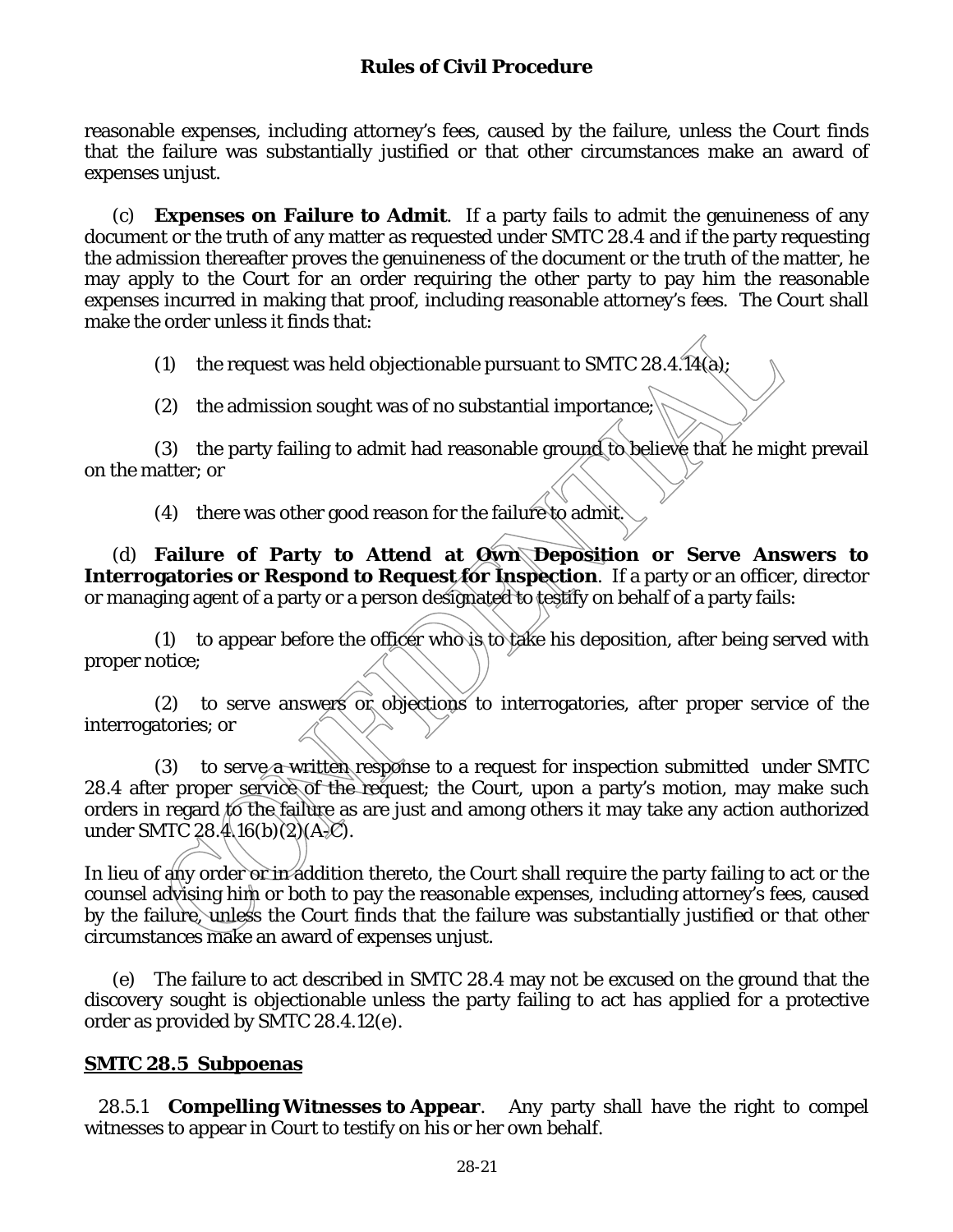reasonable expenses, including attorney's fees, caused by the failure, unless the Court finds that the failure was substantially justified or that other circumstances make an award of expenses unjust.

(c) **Expenses on Failure to Admit**. If a party fails to admit the genuineness of any document or the truth of any matter as requested under SMTC 28.4 and if the party requesting the admission thereafter proves the genuineness of the document or the truth of the matter, he may apply to the Court for an order requiring the other party to pay him the reasonable expenses incurred in making that proof, including reasonable attorney's fees. The Court shall make the order unless it finds that:

(1) the request was held objectionable pursuant to SMTC 28.4.14(a);

(2) the admission sought was of no substantial importance;

(3) the party failing to admit had reasonable ground to believe that he might prevail on the matter; or

(4) there was other good reason for the failure to admit.

(d) **Failure of Party to Attend at Own Deposition or Serve Answers to Interrogatories or Respond to Request for Inspection**. If a party or an officer, director or managing agent of a party or a person designated to testify on behalf of a party fails:

(1) to appear before the officer who is to take his deposition, after being served with proper notice;

(2) to serve answers or objections to interrogatories, after proper service of the interrogatories; or

(3) to serve a written response to a request for inspection submitted under SMTC 28.4 after proper service of the request; the Court, upon a party's motion, may make such orders in regard to the failure as are just and among others it may take any action authorized under SMTC 28.4.16(b)(2)(A-C).

In lieu of any order or in addition thereto, the Court shall require the party failing to act or the counsel advising him or both to pay the reasonable expenses, including attorney's fees, caused by the failure, unless the Court finds that the failure was substantially justified or that other circumstances make an award of expenses unjust.

(e) The failure to act described in SMTC 28.4 may not be excused on the ground that the discovery sought is objectionable unless the party failing to act has applied for a protective order as provided by SMTC 28.4.12(e).

## SMTC 28.5 Subpoenas

28.5.1 **Compelling Witnesses to Appear**. Any party shall have the right to compel witnesses to appear in Court to testify on his or her own behalf.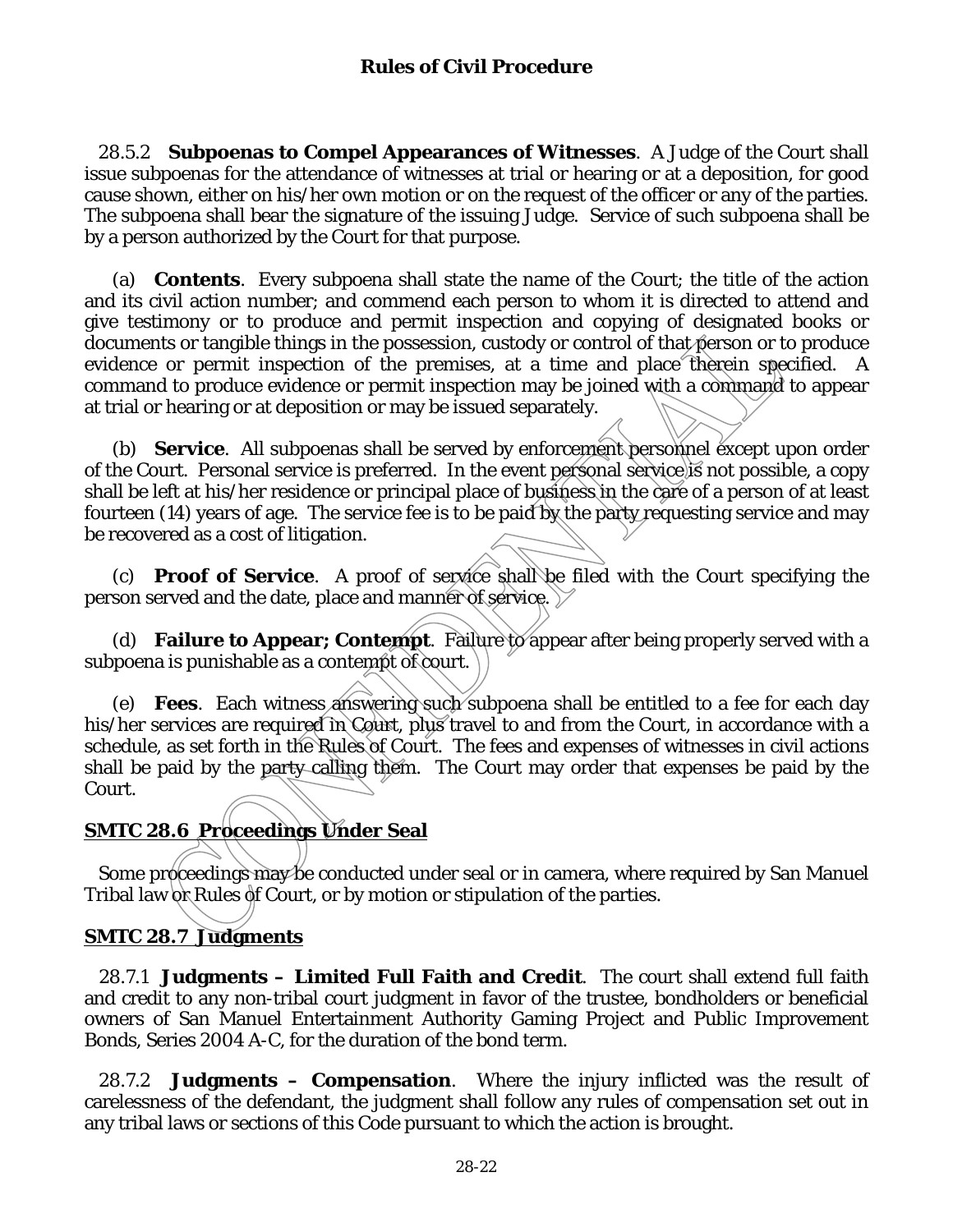28.5.2 **Subpoenas to Compel Appearances of Witnesses**. A Judge of the Court shall issue subpoenas for the attendance of witnesses at trial or hearing or at a deposition, for good cause shown, either on his/her own motion or on the request of the officer or any of the parties. The subpoena shall bear the signature of the issuing Judge. Service of such subpoena shall be by a person authorized by the Court for that purpose.

(a) **Contents**. Every subpoena shall state the name of the Court; the title of the action and its civil action number; and commend each person to whom it is directed to attend and give testimony or to produce and permit inspection and copying of designated books or documents or tangible things in the possession, custody or control of that person or to produce evidence or permit inspection of the premises, at a time and place therein specified. A command to produce evidence or permit inspection may be joined with a command to appear at trial or hearing or at deposition or may be issued separately.

(b) **Service**. All subpoenas shall be served by enforcement personnel except upon order of the Court. Personal service is preferred. In the event personal service is not possible, a copy shall be left at his/her residence or principal place of business in the care of a person of at least fourteen (14) years of age. The service fee is to be paid by the party requesting service and may be recovered as a cost of litigation.

(c) **Proof of Service**. A proof of service shall be filed with the Court specifying the person served and the date, place and manner of service.

(d) **Failure to Appear; Contempt**. Failure to appear after being properly served with a subpoena is punishable as a contempt of court.

(e) **Fees**. Each witness answering such subpoena shall be entitled to a fee for each day his/her services are required in Court, plus travel to and from the Court, in accordance with a schedule, as set forth in the Rules of Court. The fees and expenses of witnesses in civil actions shall be paid by the party calling them. The Court may order that expenses be paid by the Court.

## SMTC 28.6 Proceedings Under Seal

Some proceedings may be conducted under seal or in camera, where required by San Manuel Tribal law or Rules of Court, or by motion or stipulation of the parties.

## SMTC 28.7 Judgments

28.7.1 **Judgments – Limited Full Faith and Credit**. The court shall extend full faith and credit to any non-tribal court judgment in favor of the trustee, bondholders or beneficial owners of San Manuel Entertainment Authority Gaming Project and Public Improvement Bonds, Series 2004 A-C, for the duration of the bond term.

28.7.2 **Judgments – Compensation**. Where the injury inflicted was the result of carelessness of the defendant, the judgment shall follow any rules of compensation set out in any tribal laws or sections of this Code pursuant to which the action is brought.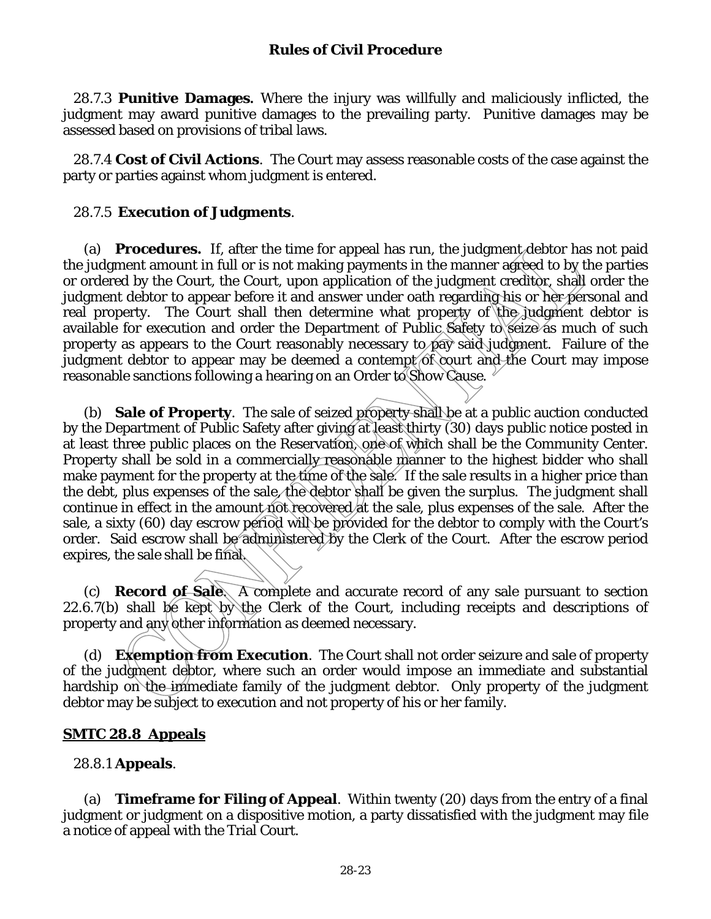28.7.3 **Punitive Damages.** Where the injury was willfully and maliciously inflicted, the judgment may award punitive damages to the prevailing party. Punitive damages may be assessed based on provisions of tribal laws.

28.7.4 **Cost of Civil Actions**. The Court may assess reasonable costs of the case against the party or parties against whom judgment is entered.

28.7.5 **Execution of Judgments**.

(a) **Procedures.** If, after the time for appeal has run, the judgment debtor has not paid the judgment amount in full or is not making payments in the manner agreed to by the parties or ordered by the Court, the Court, upon application of the judgment creditor, shall order the judgment debtor to appear before it and answer under oath regarding his or her personal and real property. The Court shall then determine what property of the judgment debtor is available for execution and order the Department of Public Safety to seize as much of such property as appears to the Court reasonably necessary to pay said judgment. Failure of the judgment debtor to appear may be deemed a contempt of court and the Court may impose reasonable sanctions following a hearing on an Order to Show Cause.

(b) **Sale of Property**. The sale of seized property shall be at a public auction conducted by the Department of Public Safety after giving at least thirty (30) days public notice posted in at least three public places on the Reservation, one of which shall be the Community Center. Property shall be sold in a commercially reasonable manner to the highest bidder who shall make payment for the property at the time of the sale. If the sale results in a higher price than the debt, plus expenses of the sale, the debtor shall be given the surplus. The judgment shall continue in effect in the amount not recovered at the sale, plus expenses of the sale. After the sale, a sixty (60) day escrow period will be provided for the debtor to comply with the Court's order. Said escrow shall be administered by the Clerk of the Court. After the escrow period expires, the sale shall be final.

(c) **Record of Sale**. A complete and accurate record of any sale pursuant to section 22.6.7(b) shall be kept by the Clerk of the Court, including receipts and descriptions of property and any other information as deemed necessary.

(d) **Exemption from Execution**. The Court shall not order seizure and sale of property of the judgment debtor, where such an order would impose an immediate and substantial hardship on the immediate family of the judgment debtor. Only property of the judgment debtor may be subject to execution and not property of his or her family.

## SMTC 28.8 Appeals

28.8.1 **Appeals**.

(a) **Timeframe for Filing of Appeal**. Within twenty (20) days from the entry of a final judgment or judgment on a dispositive motion, a party dissatisfied with the judgment may file a notice of appeal with the Trial Court.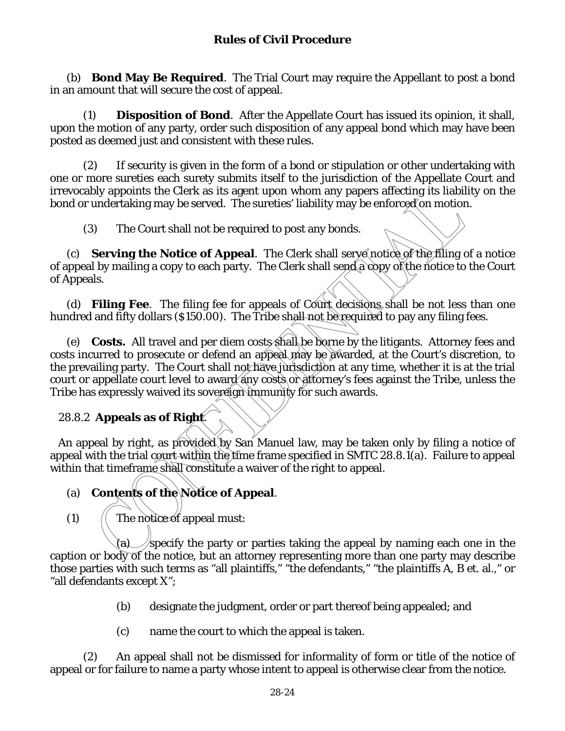(b) **Bond May Be Required**. The Trial Court may require the Appellant to post a bond in an amount that will secure the cost of appeal.

(1) **Disposition of Bond**. After the Appellate Court has issued its opinion, it shall, upon the motion of any party, order such disposition of any appeal bond which may have been posted as deemed just and consistent with these rules.

(2) If security is given in the form of a bond or stipulation or other undertaking with one or more sureties each surety submits itself to the jurisdiction of the Appellate Court and irrevocably appoints the Clerk as its agent upon whom any papers affecting its liability on the bond or undertaking may be served. The sureties' liability may be enforced on motion.

(3) The Court shall not be required to post any bonds.

(c) **Serving the Notice of Appeal**. The Clerk shall serve notice of the filing of a notice of appeal by mailing a copy to each party. The Clerk shall send a copy of the notice to the Court of Appeals.

(d) **Filing Fee**. The filing fee for appeals of Court decisions shall be not less than one hundred and fifty dollars ($150.00). The Tribe shall not be required to pay any filing fees.

(e) **Costs.** All travel and per diem costs shall be borne by the litigants. Attorney fees and costs incurred to prosecute or defend an appeal may be awarded, at the Court's discretion, to the prevailing party. The Court shall not have jurisdiction at any time, whether it is at the trial court or appellate court level to award any costs or attorney's fees against the Tribe, unless the Tribe has expressly waived its sovereign immunity for such awards.

28.8.2 **Appeals as of Right**.

An appeal by right, as provided by San Manuel law, may be taken only by filing a notice of appeal with the trial court within the time frame specified in SMTC 28.8.1(a). Failure to appeal within that timeframe shall constitute a waiver of the right to appeal.

(a) **Contents of the Notice of Appeal**.

(1) The notice of appeal must:

(a) specify the party or parties taking the appeal by naming each one in the caption or body of the notice, but an attorney representing more than one party may describe those parties with such terms as "all plaintiffs," "the defendants," "the plaintiffs A, B et. al.," or "all defendants except X";

(b) designate the judgment, order or part thereof being appealed; and

(c) name the court to which the appeal is taken.

(2) An appeal shall not be dismissed for informality of form or title of the notice of appeal or for failure to name a party whose intent to appeal is otherwise clear from the notice.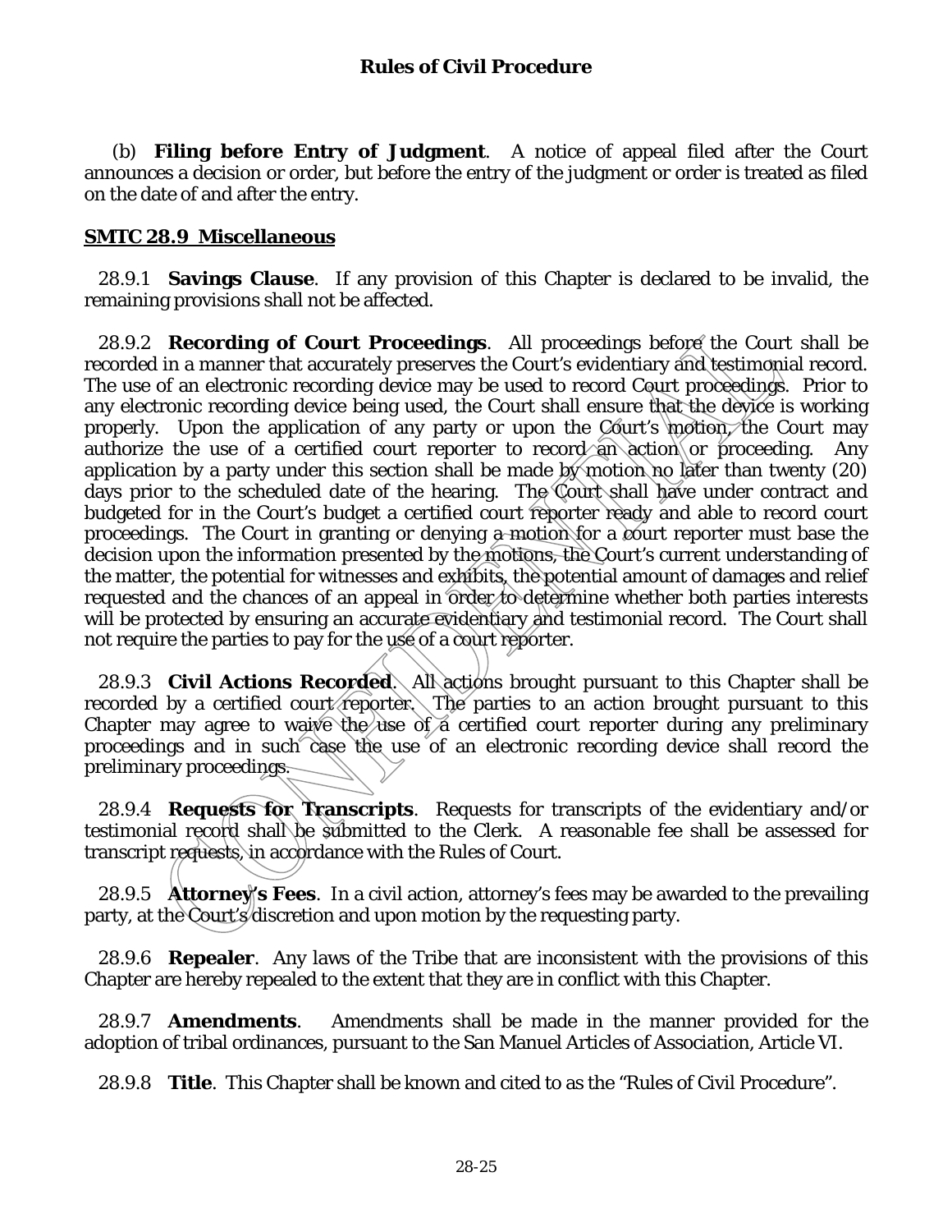(b) **Filing before Entry of Judgment**. A notice of appeal filed after the Court announces a decision or order, but before the entry of the judgment or order is treated as filed on the date of and after the entry.

## SMTC 28.9 Miscellaneous

28.9.1 **Savings Clause**. If any provision of this Chapter is declared to be invalid, the remaining provisions shall not be affected.

28.9.2 **Recording of Court Proceedings**. All proceedings before the Court shall be recorded in a manner that accurately preserves the Court's evidentiary and testimonial record. The use of an electronic recording device may be used to record Court proceedings. Prior to any electronic recording device being used, the Court shall ensure that the device is working properly. Upon the application of any party or upon the Court's motion, the Court may authorize the use of a certified court reporter to record an action or proceeding. Any application by a party under this section shall be made by motion no later than twenty (20) days prior to the scheduled date of the hearing. The Court shall have under contract and budgeted for in the Court's budget a certified court reporter ready and able to record court proceedings. The Court in granting or denying a motion for a court reporter must base the decision upon the information presented by the motions, the Court's current understanding of the matter, the potential for witnesses and exhibits, the potential amount of damages and relief requested and the chances of an appeal in order to determine whether both parties interests will be protected by ensuring an accurate evidentiary and testimonial record. The Court shall not require the parties to pay for the use of a court reporter.

28.9.3 **Civil Actions Recorded**. All actions brought pursuant to this Chapter shall be recorded by a certified court reporter. The parties to an action brought pursuant to this Chapter may agree to waive the use of a certified court reporter during any preliminary proceedings and in such case the use of an electronic recording device shall record the preliminary proceedings.

28.9.4 **Requests for Transcripts**. Requests for transcripts of the evidentiary and/or testimonial record shall be submitted to the Clerk. A reasonable fee shall be assessed for transcript requests, in accordance with the Rules of Court.

28.9.5 **Attorney's Fees**. In a civil action, attorney's fees may be awarded to the prevailing party, at the Court's discretion and upon motion by the requesting party.

28.9.6 **Repealer**. Any laws of the Tribe that are inconsistent with the provisions of this Chapter are hereby repealed to the extent that they are in conflict with this Chapter.

28.9.7 **Amendments**. Amendments shall be made in the manner provided for the adoption of tribal ordinances, pursuant to the San Manuel Articles of Association, Article VI.

28.9.8 **Title**. This Chapter shall be known and cited to as the "Rules of Civil Procedure".